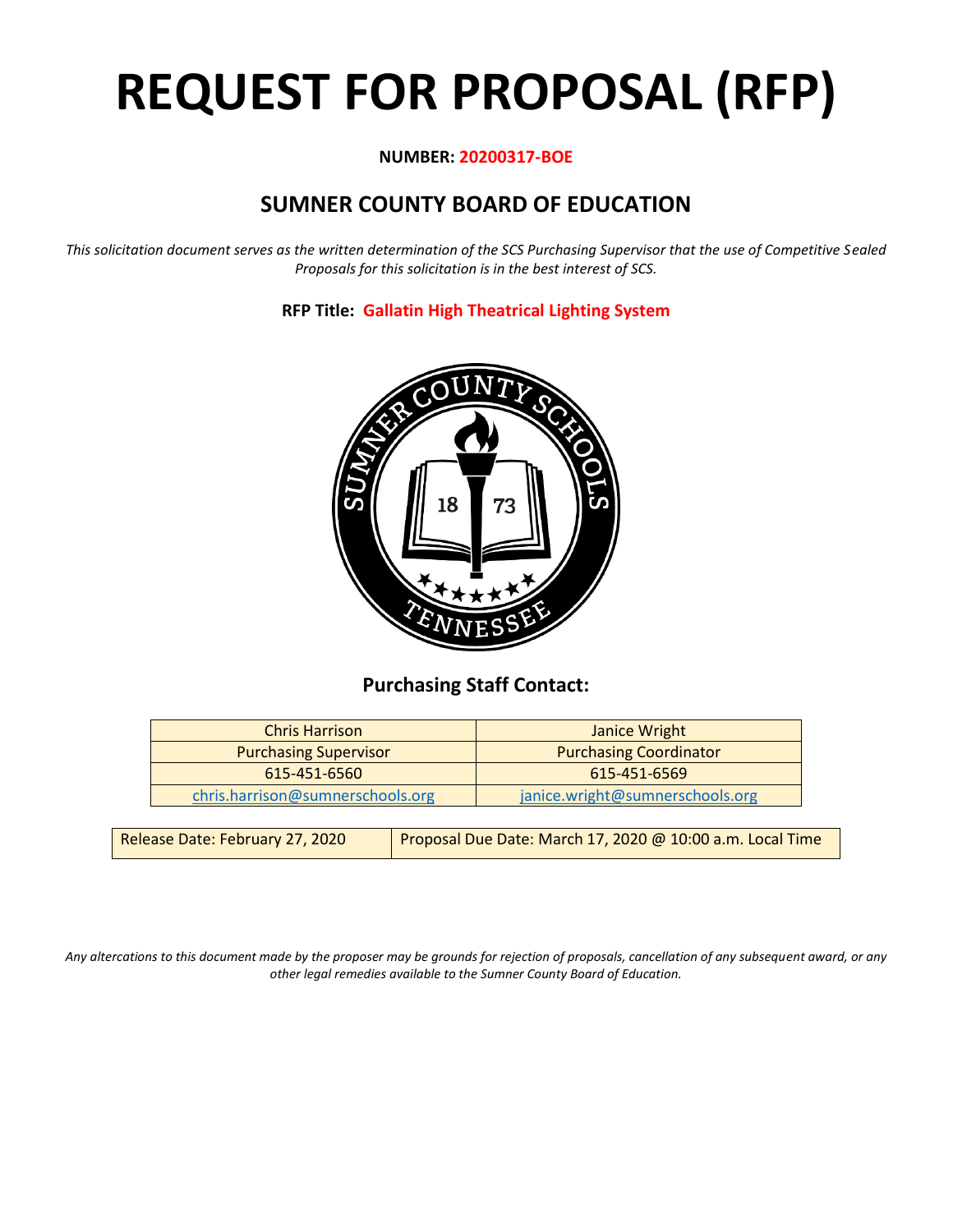# REQUEST FOR PROPOSAL (RFP)

**NUMBER: 20200317-BOE**

## SUMNER COUNTY BOARD OF EDUCATION

*This solicitation document serves as the written determination of the SCS Purchasing Supervisor that the use of Competitive Sealed Proposals for this solicitation is in the best interest of SCS.*

**RFP Title: Gallatin High Theatrical Lighting System**

### Purchasing Staff Contact:

| Chris Harrison | Janice Wright |
|---|---|
| Purchasing Supervisor | Purchasing Coordinator |
| 615-451-6560 | 615-451-6569 |
| chris.harrison@sumnerschools.org | janice.wright@sumnerschools.org |

| Release Date: February 27, 2020 | Proposal Due Date: March 17, 2020 @ 10:00 a.m. Local Time |
|---|---|

*Any altercations to this document made by the proposer may be grounds for rejection of proposals, cancellation of any subsequent award, or any other legal remedies available to the Sumner County Board of Education.*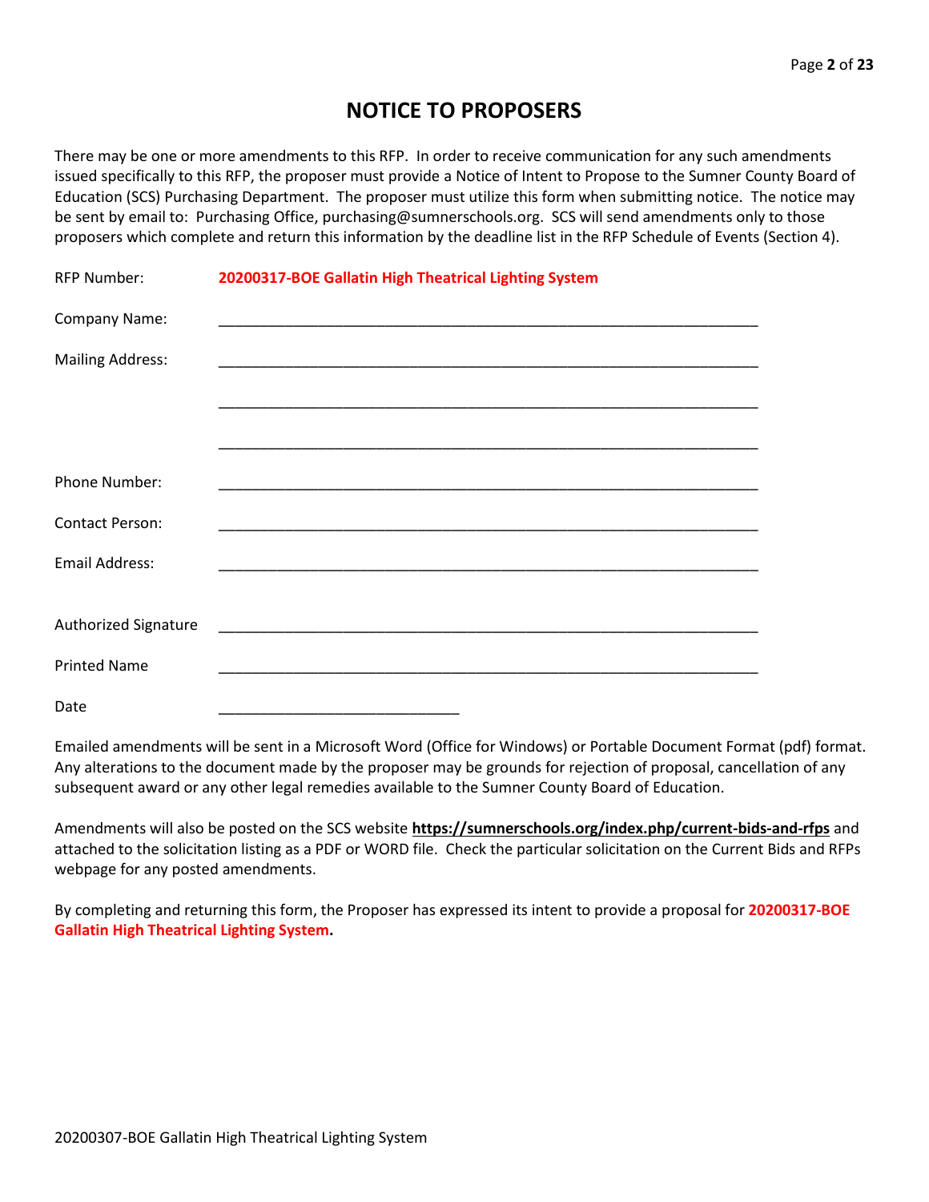# NOTICE TO PROPOSERS

There may be one or more amendments to this RFP. In order to receive communication for any such amendments issued specifically to this RFP, the proposer must provide a Notice of Intent to Propose to the Sumner County Board of Education (SCS) Purchasing Department. The proposer must utilize this form when submitting notice. The notice may be sent by email to: Purchasing Office, purchasing@sumnerschools.org. SCS will send amendments only to those proposers which complete and return this information by the deadline list in the RFP Schedule of Events (Section 4).

RFP Number: **20200317-BOE Gallatin High Theatrical Lighting System**

Company Name: ___________________________________________________________________

Mailing Address: ___________________________________________________________________

___________________________________________________________________

___________________________________________________________________

Phone Number: ___________________________________________________________________

Contact Person: ___________________________________________________________________

Email Address: ___________________________________________________________________

Authorized Signature ___________________________________________________________________

Printed Name ___________________________________________________________________

Date ______________________________

Emailed amendments will be sent in a Microsoft Word (Office for Windows) or Portable Document Format (pdf) format. Any alterations to the document made by the proposer may be grounds for rejection of proposal, cancellation of any subsequent award or any other legal remedies available to the Sumner County Board of Education.

Amendments will also be posted on the SCS website **https://sumnerschools.org/index.php/current-bids-and-rfps** and attached to the solicitation listing as a PDF or WORD file. Check the particular solicitation on the Current Bids and RFPs webpage for any posted amendments.

By completing and returning this form, the Proposer has expressed its intent to provide a proposal for **20200317-BOE Gallatin High Theatrical Lighting System.**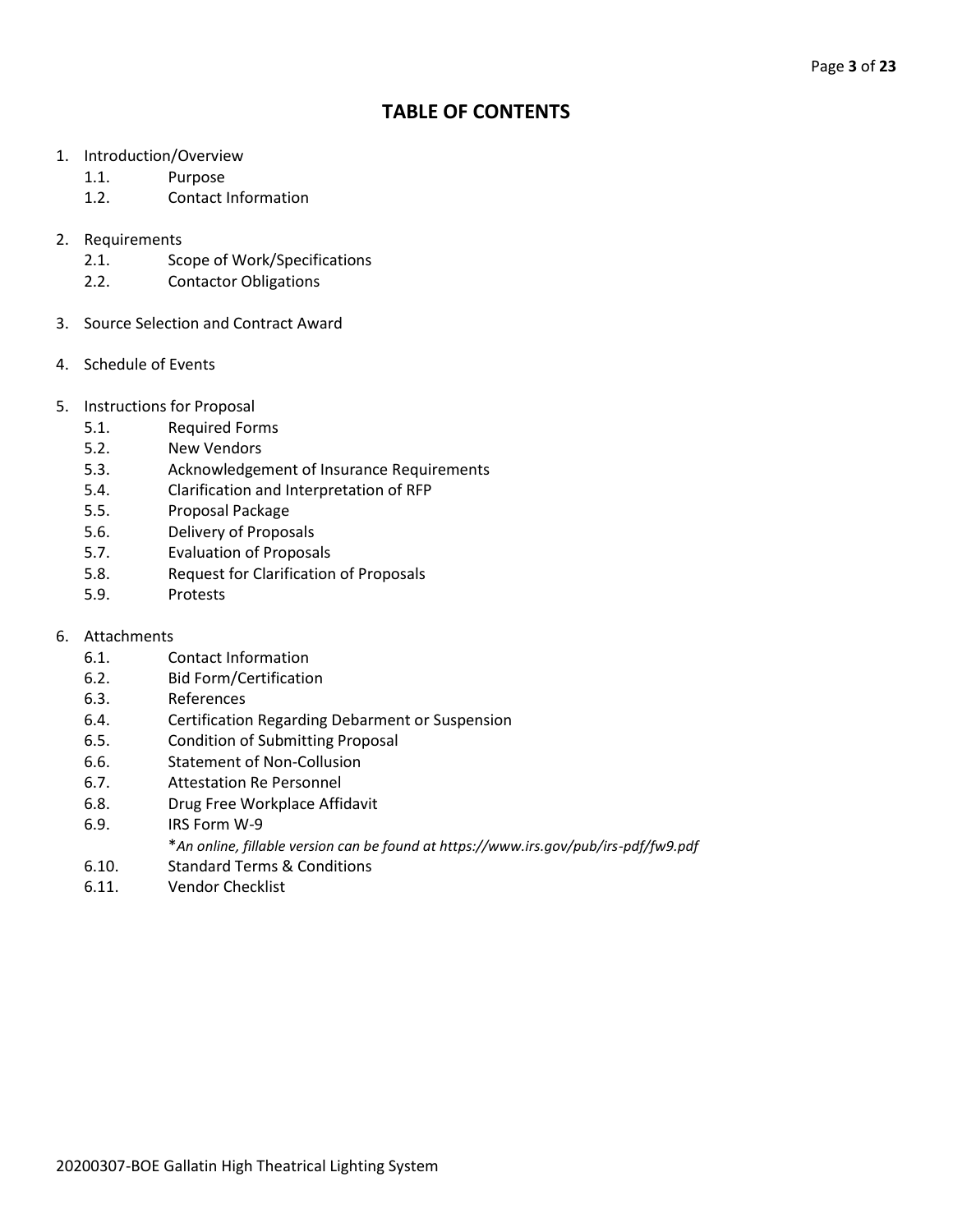# TABLE OF CONTENTS

1. Introduction/Overview
   - 1.1. Purpose
   - 1.2. Contact Information

2. Requirements
   - 2.1. Scope of Work/Specifications
   - 2.2. Contactor Obligations

3. Source Selection and Contract Award

4. Schedule of Events

5. Instructions for Proposal
   - 5.1. Required Forms
   - 5.2. New Vendors
   - 5.3. Acknowledgement of Insurance Requirements
   - 5.4. Clarification and Interpretation of RFP
   - 5.5. Proposal Package
   - 5.6. Delivery of Proposals
   - 5.7. Evaluation of Proposals
   - 5.8. Request for Clarification of Proposals
   - 5.9. Protests

6. Attachments
   - 6.1. Contact Information
   - 6.2. Bid Form/Certification
   - 6.3. References
   - 6.4. Certification Regarding Debarment or Suspension
   - 6.5. Condition of Submitting Proposal
   - 6.6. Statement of Non-Collusion
   - 6.7. Attestation Re Personnel
   - 6.8. Drug Free Workplace Affidavit
   - 6.9. IRS Form W-9
     - *\*An online, fillable version can be found at https://www.irs.gov/pub/irs-pdf/fw9.pdf*
   - 6.10. Standard Terms & Conditions
   - 6.11. Vendor Checklist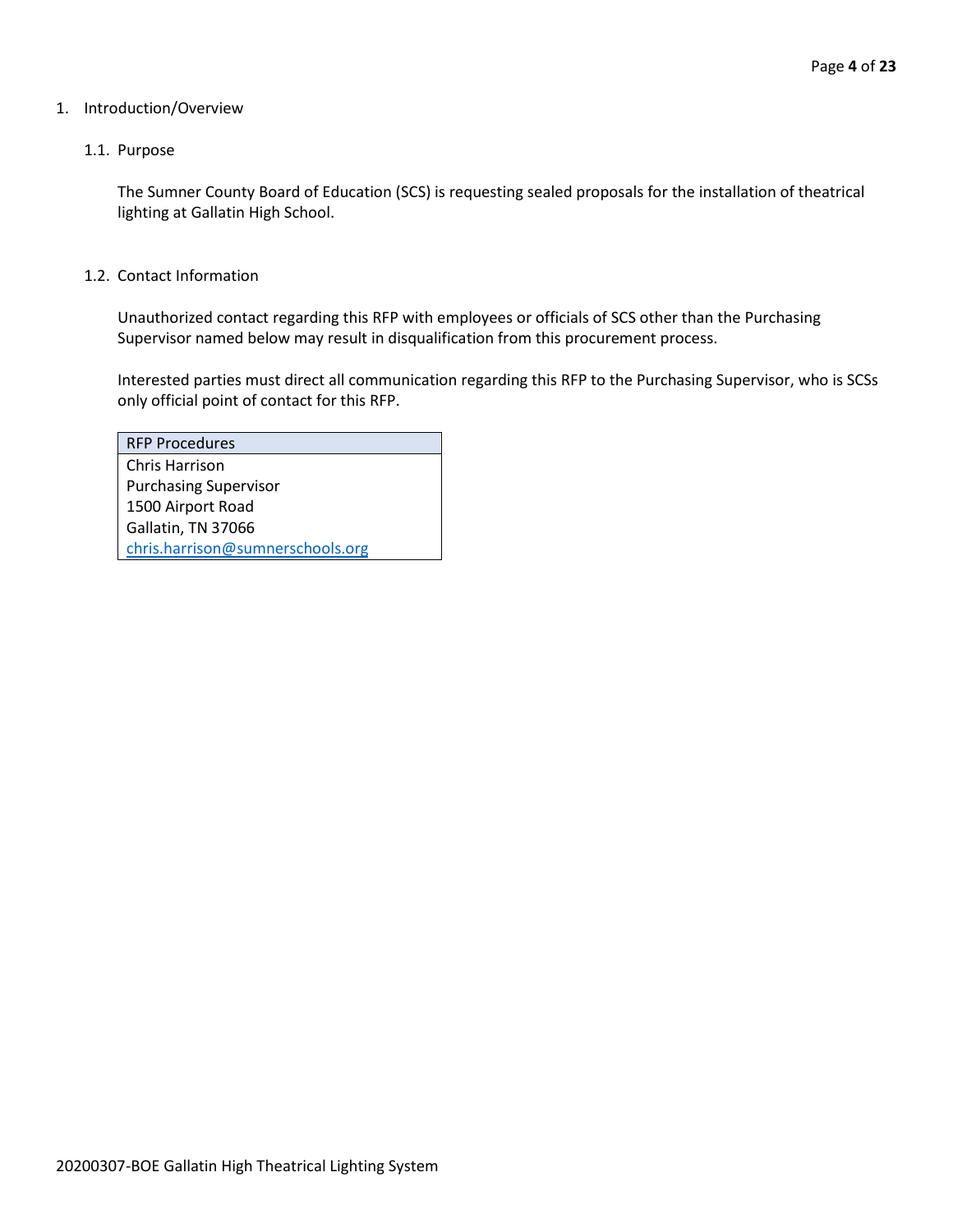1. Introduction/Overview

## 1.1. Purpose

The Sumner County Board of Education (SCS) is requesting sealed proposals for the installation of theatrical lighting at Gallatin High School.

## 1.2. Contact Information

Unauthorized contact regarding this RFP with employees or officials of SCS other than the Purchasing Supervisor named below may result in disqualification from this procurement process.

Interested parties must direct all communication regarding this RFP to the Purchasing Supervisor, who is SCSs only official point of contact for this RFP.

| RFP Procedures |
| --- |
| Chris Harrison<br>Purchasing Supervisor<br>1500 Airport Road<br>Gallatin, TN 37066<br>chris.harrison@sumnerschools.org |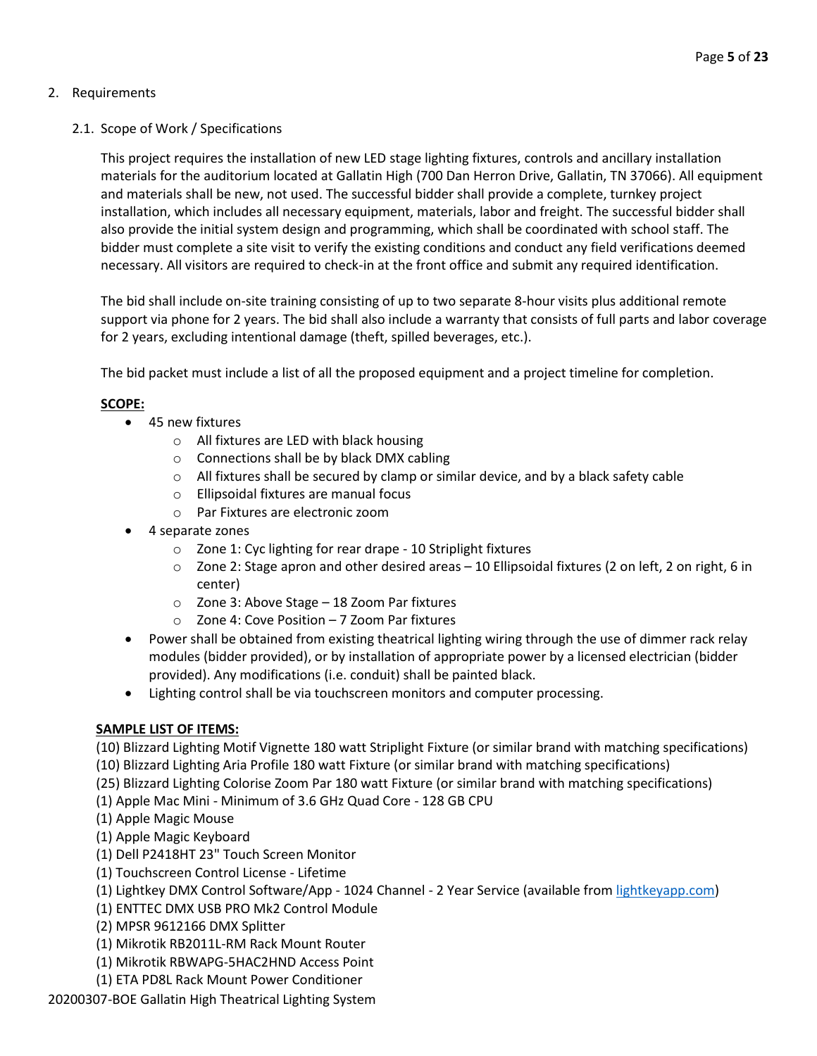## 2. Requirements

### 2.1. Scope of Work / Specifications

This project requires the installation of new LED stage lighting fixtures, controls and ancillary installation materials for the auditorium located at Gallatin High (700 Dan Herron Drive, Gallatin, TN 37066). All equipment and materials shall be new, not used. The successful bidder shall provide a complete, turnkey project installation, which includes all necessary equipment, materials, labor and freight. The successful bidder shall also provide the initial system design and programming, which shall be coordinated with school staff. The bidder must complete a site visit to verify the existing conditions and conduct any field verifications deemed necessary. All visitors are required to check-in at the front office and submit any required identification.

The bid shall include on-site training consisting of up to two separate 8-hour visits plus additional remote support via phone for 2 years. The bid shall also include a warranty that consists of full parts and labor coverage for 2 years, excluding intentional damage (theft, spilled beverages, etc.).

The bid packet must include a list of all the proposed equipment and a project timeline for completion.

**SCOPE:**

- 45 new fixtures
  - All fixtures are LED with black housing
  - Connections shall be by black DMX cabling
  - All fixtures shall be secured by clamp or similar device, and by a black safety cable
  - Ellipsoidal fixtures are manual focus
  - Par Fixtures are electronic zoom
- 4 separate zones
  - Zone 1: Cyc lighting for rear drape - 10 Striplight fixtures
  - Zone 2: Stage apron and other desired areas – 10 Ellipsoidal fixtures (2 on left, 2 on right, 6 in center)
  - Zone 3: Above Stage – 18 Zoom Par fixtures
  - Zone 4: Cove Position – 7 Zoom Par fixtures
- Power shall be obtained from existing theatrical lighting wiring through the use of dimmer rack relay modules (bidder provided), or by installation of appropriate power by a licensed electrician (bidder provided). Any modifications (i.e. conduit) shall be painted black.
- Lighting control shall be via touchscreen monitors and computer processing.

**SAMPLE LIST OF ITEMS:**

(10) Blizzard Lighting Motif Vignette 180 watt Striplight Fixture (or similar brand with matching specifications)
(10) Blizzard Lighting Aria Profile 180 watt Fixture (or similar brand with matching specifications)
(25) Blizzard Lighting Colorise Zoom Par 180 watt Fixture (or similar brand with matching specifications)
(1) Apple Mac Mini - Minimum of 3.6 GHz Quad Core - 128 GB CPU
(1) Apple Magic Mouse
(1) Apple Magic Keyboard
(1) Dell P2418HT 23" Touch Screen Monitor
(1) Touchscreen Control License - Lifetime
(1) Lightkey DMX Control Software/App - 1024 Channel - 2 Year Service (available from lightkeyapp.com)
(1) ENTTEC DMX USB PRO Mk2 Control Module
(2) MPSR 9612166 DMX Splitter
(1) Mikrotik RB2011L-RM Rack Mount Router
(1) Mikrotik RBWAPG-5HAC2HND Access Point
(1) ETA PD8L Rack Mount Power Conditioner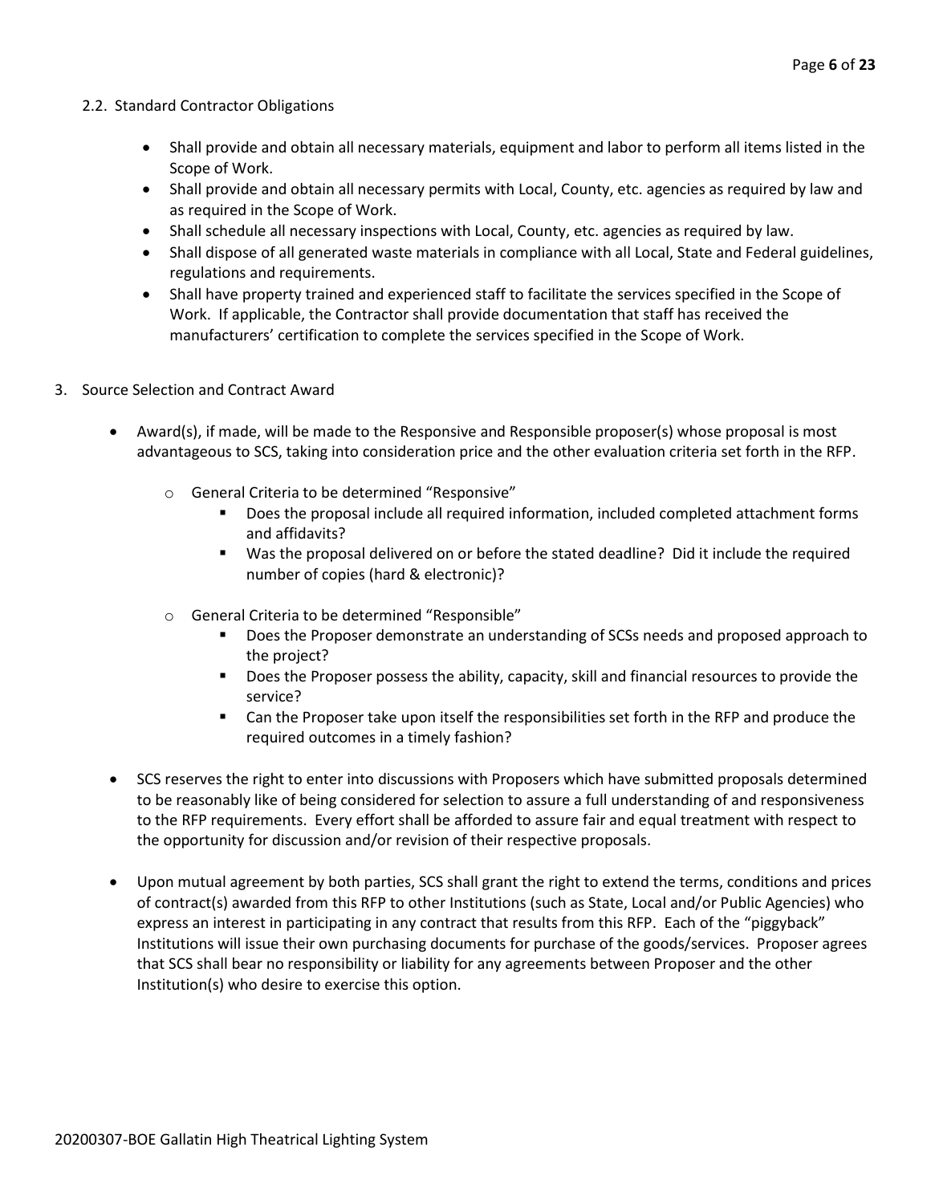### 2.2. Standard Contractor Obligations

- Shall provide and obtain all necessary materials, equipment and labor to perform all items listed in the Scope of Work.
- Shall provide and obtain all necessary permits with Local, County, etc. agencies as required by law and as required in the Scope of Work.
- Shall schedule all necessary inspections with Local, County, etc. agencies as required by law.
- Shall dispose of all generated waste materials in compliance with all Local, State and Federal guidelines, regulations and requirements.
- Shall have property trained and experienced staff to facilitate the services specified in the Scope of Work. If applicable, the Contractor shall provide documentation that staff has received the manufacturers' certification to complete the services specified in the Scope of Work.

## 3. Source Selection and Contract Award

- Award(s), if made, will be made to the Responsive and Responsible proposer(s) whose proposal is most advantageous to SCS, taking into consideration price and the other evaluation criteria set forth in the RFP.
    - General Criteria to be determined "Responsive"
        - Does the proposal include all required information, included completed attachment forms and affidavits?
        - Was the proposal delivered on or before the stated deadline? Did it include the required number of copies (hard & electronic)?
    - General Criteria to be determined "Responsible"
        - Does the Proposer demonstrate an understanding of SCSs needs and proposed approach to the project?
        - Does the Proposer possess the ability, capacity, skill and financial resources to provide the service?
        - Can the Proposer take upon itself the responsibilities set forth in the RFP and produce the required outcomes in a timely fashion?
- SCS reserves the right to enter into discussions with Proposers which have submitted proposals determined to be reasonably like of being considered for selection to assure a full understanding of and responsiveness to the RFP requirements. Every effort shall be afforded to assure fair and equal treatment with respect to the opportunity for discussion and/or revision of their respective proposals.
- Upon mutual agreement by both parties, SCS shall grant the right to extend the terms, conditions and prices of contract(s) awarded from this RFP to other Institutions (such as State, Local and/or Public Agencies) who express an interest in participating in any contract that results from this RFP. Each of the "piggyback" Institutions will issue their own purchasing documents for purchase of the goods/services. Proposer agrees that SCS shall bear no responsibility or liability for any agreements between Proposer and the other Institution(s) who desire to exercise this option.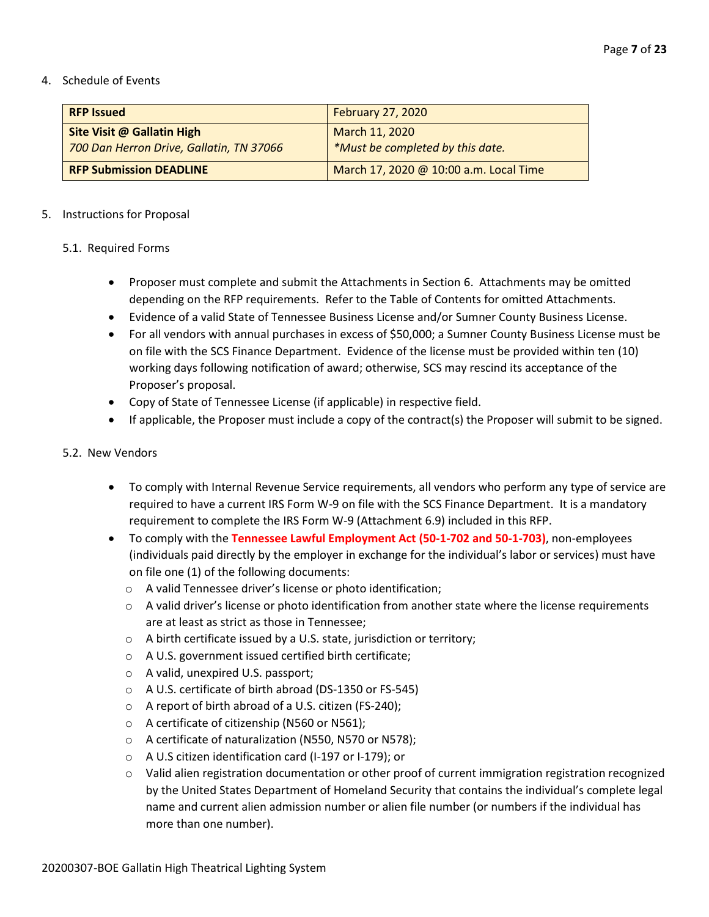4. Schedule of Events

| **RFP Issued** | February 27, 2020 |
|---|---|
| **Site Visit @ Gallatin High**<br>*700 Dan Herron Drive, Gallatin, TN 37066* | March 11, 2020<br>*\*Must be completed by this date.* |
| **RFP Submission DEADLINE** | March 17, 2020 @ 10:00 a.m. Local Time |

5. Instructions for Proposal

5.1. Required Forms

- Proposer must complete and submit the Attachments in Section 6. Attachments may be omitted depending on the RFP requirements. Refer to the Table of Contents for omitted Attachments.
- Evidence of a valid State of Tennessee Business License and/or Sumner County Business License.
- For all vendors with annual purchases in excess of $50,000; a Sumner County Business License must be on file with the SCS Finance Department. Evidence of the license must be provided within ten (10) working days following notification of award; otherwise, SCS may rescind its acceptance of the Proposer's proposal.
- Copy of State of Tennessee License (if applicable) in respective field.
- If applicable, the Proposer must include a copy of the contract(s) the Proposer will submit to be signed.

5.2. New Vendors

- To comply with Internal Revenue Service requirements, all vendors who perform any type of service are required to have a current IRS Form W-9 on file with the SCS Finance Department. It is a mandatory requirement to complete the IRS Form W-9 (Attachment 6.9) included in this RFP.
- To comply with the **Tennessee Lawful Employment Act (50-1-702 and 50-1-703)**, non-employees (individuals paid directly by the employer in exchange for the individual's labor or services) must have on file one (1) of the following documents:
  - A valid Tennessee driver's license or photo identification;
  - A valid driver's license or photo identification from another state where the license requirements are at least as strict as those in Tennessee;
  - A birth certificate issued by a U.S. state, jurisdiction or territory;
  - A U.S. government issued certified birth certificate;
  - A valid, unexpired U.S. passport;
  - A U.S. certificate of birth abroad (DS-1350 or FS-545)
  - A report of birth abroad of a U.S. citizen (FS-240);
  - A certificate of citizenship (N560 or N561);
  - A certificate of naturalization (N550, N570 or N578);
  - A U.S citizen identification card (I-197 or I-179); or
  - Valid alien registration documentation or other proof of current immigration registration recognized by the United States Department of Homeland Security that contains the individual's complete legal name and current alien admission number or alien file number (or numbers if the individual has more than one number).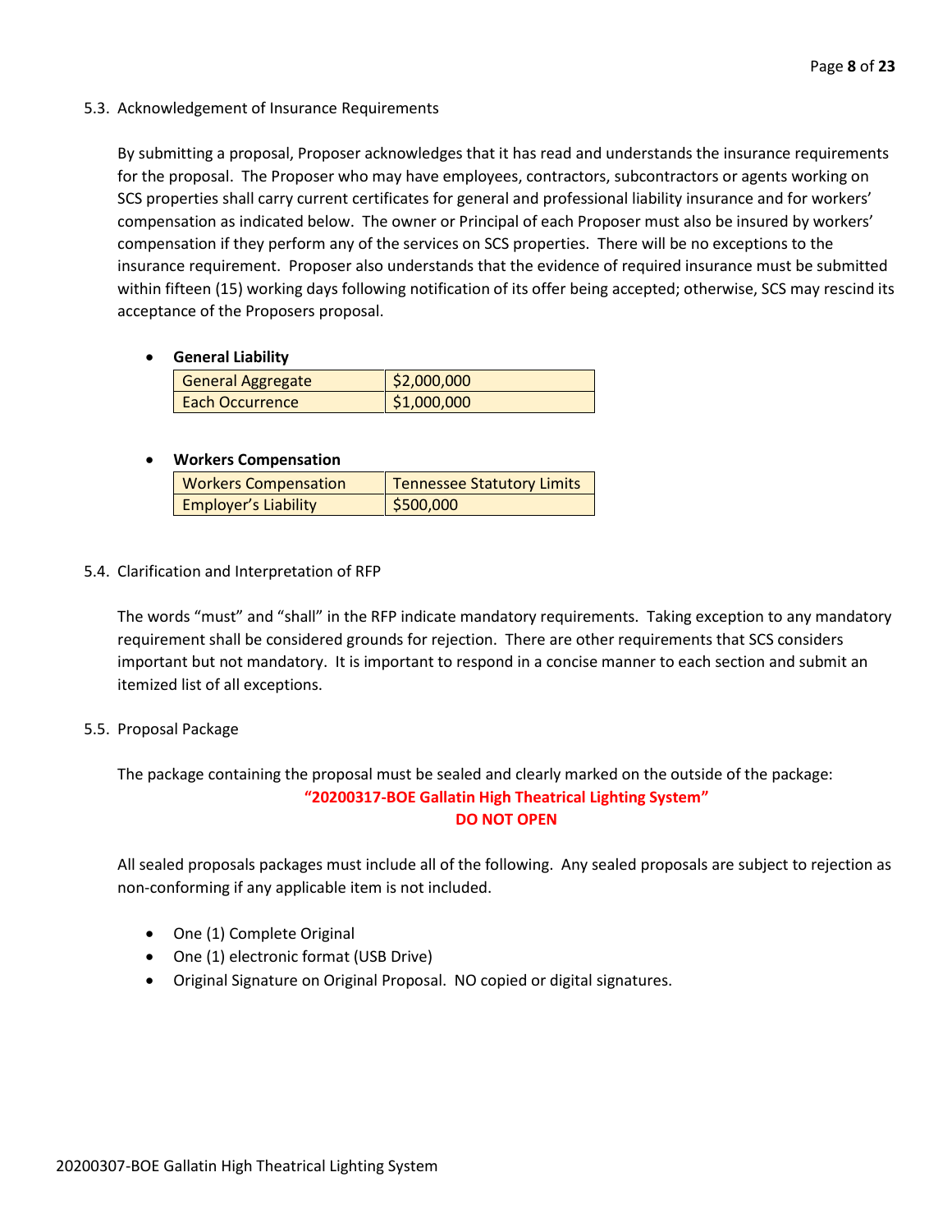### 5.3. Acknowledgement of Insurance Requirements

By submitting a proposal, Proposer acknowledges that it has read and understands the insurance requirements for the proposal. The Proposer who may have employees, contractors, subcontractors or agents working on SCS properties shall carry current certificates for general and professional liability insurance and for workers' compensation as indicated below. The owner or Principal of each Proposer must also be insured by workers' compensation if they perform any of the services on SCS properties. There will be no exceptions to the insurance requirement. Proposer also understands that the evidence of required insurance must be submitted within fifteen (15) working days following notification of its offer being accepted; otherwise, SCS may rescind its acceptance of the Proposers proposal.

- **General Liability**

| General Aggregate | $2,000,000 |
|---|---|
| Each Occurrence | $1,000,000 |

- **Workers Compensation**

| Workers Compensation | Tennessee Statutory Limits |
|---|---|
| Employer's Liability | $500,000 |

### 5.4. Clarification and Interpretation of RFP

The words "must" and "shall" in the RFP indicate mandatory requirements. Taking exception to any mandatory requirement shall be considered grounds for rejection. There are other requirements that SCS considers important but not mandatory. It is important to respond in a concise manner to each section and submit an itemized list of all exceptions.

### 5.5. Proposal Package

The package containing the proposal must be sealed and clearly marked on the outside of the package:

**"20200317-BOE Gallatin High Theatrical Lighting System"**
**DO NOT OPEN**

All sealed proposals packages must include all of the following. Any sealed proposals are subject to rejection as non-conforming if any applicable item is not included.

- One (1) Complete Original
- One (1) electronic format (USB Drive)
- Original Signature on Original Proposal. NO copied or digital signatures.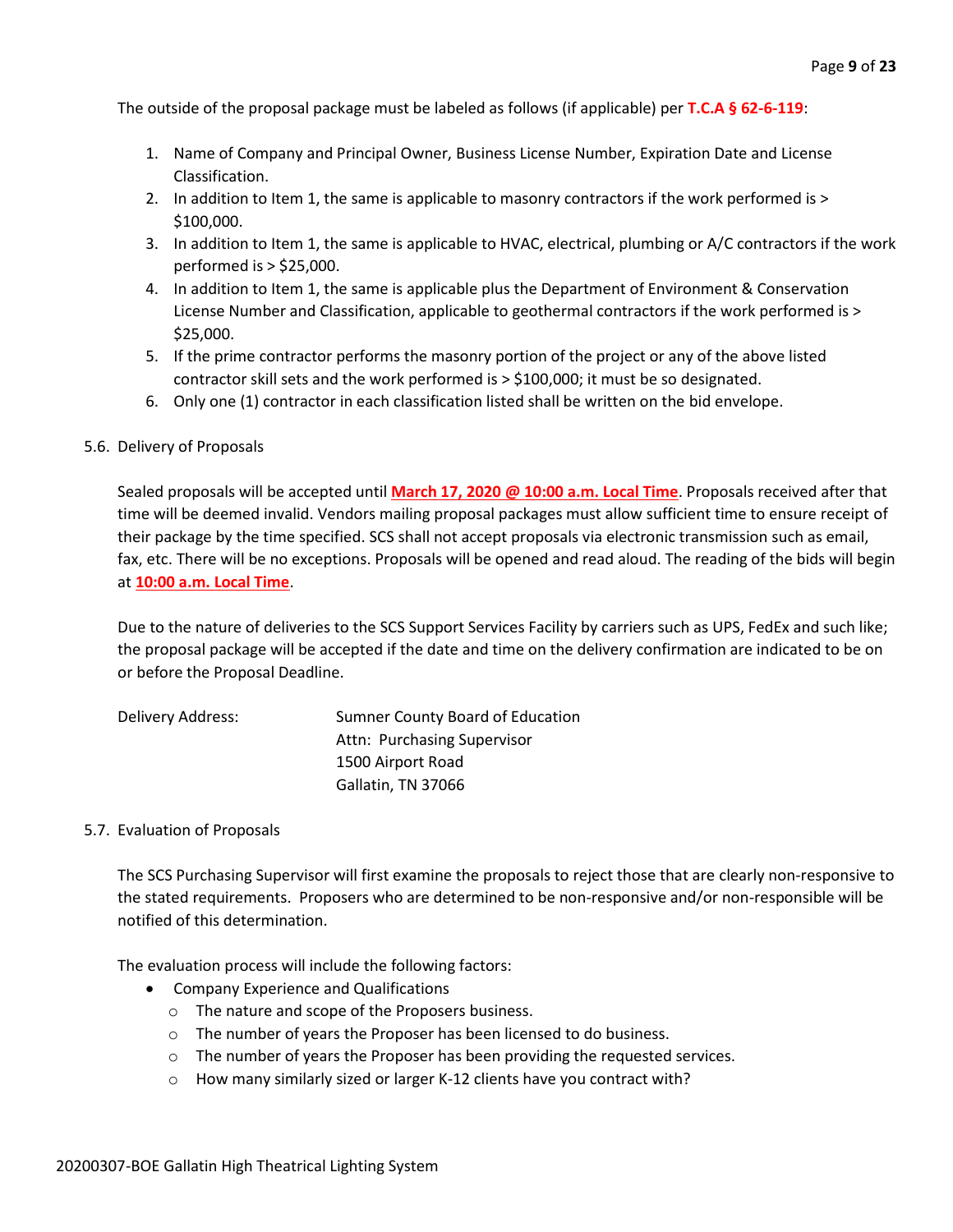The outside of the proposal package must be labeled as follows (if applicable) per **T.C.A § 62-6-119**:

1. Name of Company and Principal Owner, Business License Number, Expiration Date and License Classification.
2. In addition to Item 1, the same is applicable to masonry contractors if the work performed is > $100,000.
3. In addition to Item 1, the same is applicable to HVAC, electrical, plumbing or A/C contractors if the work performed is > $25,000.
4. In addition to Item 1, the same is applicable plus the Department of Environment & Conservation License Number and Classification, applicable to geothermal contractors if the work performed is > $25,000.
5. If the prime contractor performs the masonry portion of the project or any of the above listed contractor skill sets and the work performed is > $100,000; it must be so designated.
6. Only one (1) contractor in each classification listed shall be written on the bid envelope.

5.6. Delivery of Proposals

Sealed proposals will be accepted until **March 17, 2020 @ 10:00 a.m. Local Time**. Proposals received after that time will be deemed invalid. Vendors mailing proposal packages must allow sufficient time to ensure receipt of their package by the time specified. SCS shall not accept proposals via electronic transmission such as email, fax, etc. There will be no exceptions. Proposals will be opened and read aloud. The reading of the bids will begin at **10:00 a.m. Local Time**.

Due to the nature of deliveries to the SCS Support Services Facility by carriers such as UPS, FedEx and such like; the proposal package will be accepted if the date and time on the delivery confirmation are indicated to be on or before the Proposal Deadline.

Delivery Address:

Sumner County Board of Education
Attn: Purchasing Supervisor
1500 Airport Road
Gallatin, TN 37066

5.7. Evaluation of Proposals

The SCS Purchasing Supervisor will first examine the proposals to reject those that are clearly non-responsive to the stated requirements. Proposers who are determined to be non-responsive and/or non-responsible will be notified of this determination.

The evaluation process will include the following factors:

- Company Experience and Qualifications
  - The nature and scope of the Proposers business.
  - The number of years the Proposer has been licensed to do business.
  - The number of years the Proposer has been providing the requested services.
  - How many similarly sized or larger K-12 clients have you contract with?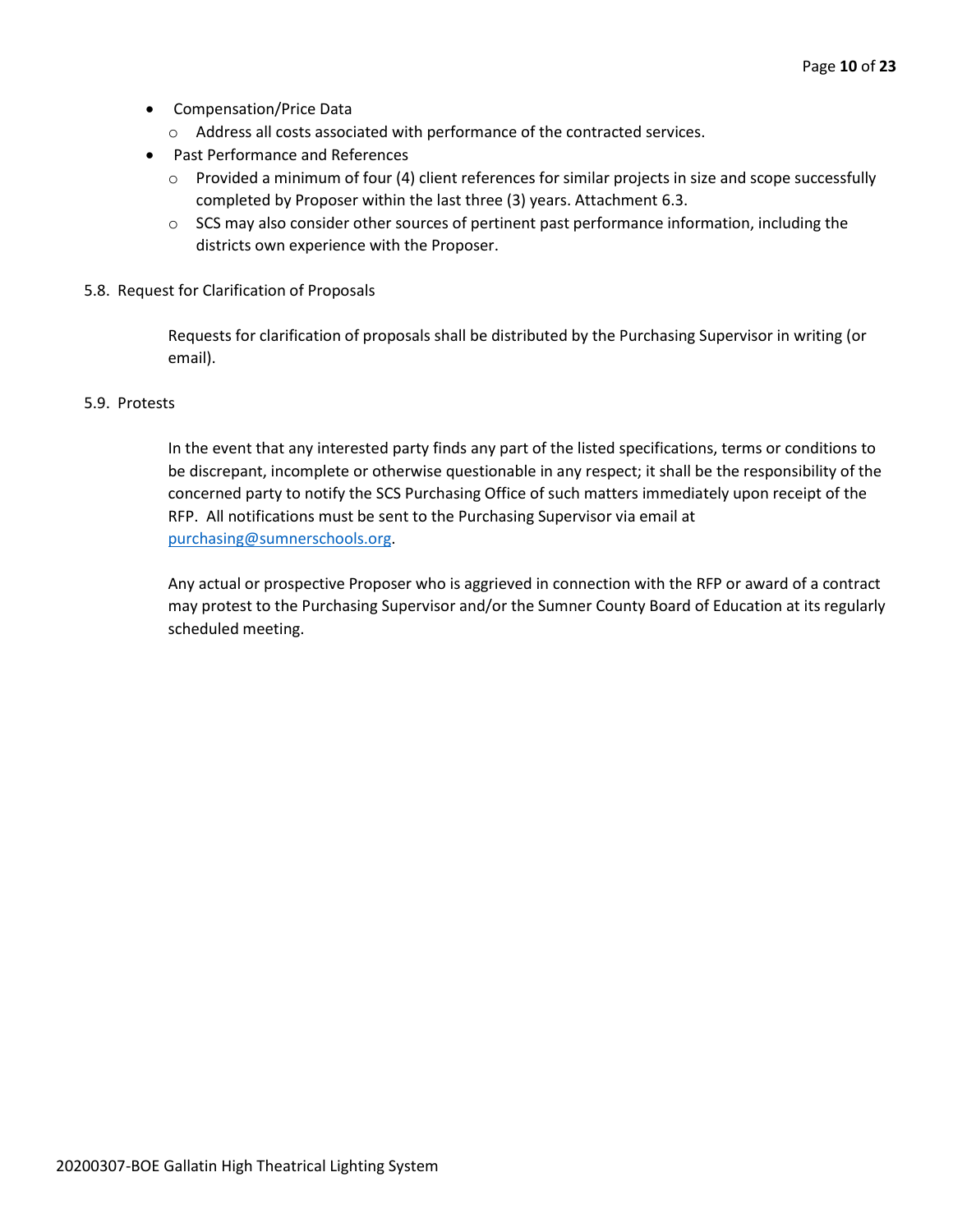- Compensation/Price Data
  - Address all costs associated with performance of the contracted services.
- Past Performance and References
  - Provided a minimum of four (4) client references for similar projects in size and scope successfully completed by Proposer within the last three (3) years. Attachment 6.3.
  - SCS may also consider other sources of pertinent past performance information, including the districts own experience with the Proposer.

5.8. Request for Clarification of Proposals

Requests for clarification of proposals shall be distributed by the Purchasing Supervisor in writing (or email).

5.9. Protests

In the event that any interested party finds any part of the listed specifications, terms or conditions to be discrepant, incomplete or otherwise questionable in any respect; it shall be the responsibility of the concerned party to notify the SCS Purchasing Office of such matters immediately upon receipt of the RFP. All notifications must be sent to the Purchasing Supervisor via email at [purchasing@sumnerschools.org](mailto:purchasing@sumnerschools.org).

Any actual or prospective Proposer who is aggrieved in connection with the RFP or award of a contract may protest to the Purchasing Supervisor and/or the Sumner County Board of Education at its regularly scheduled meeting.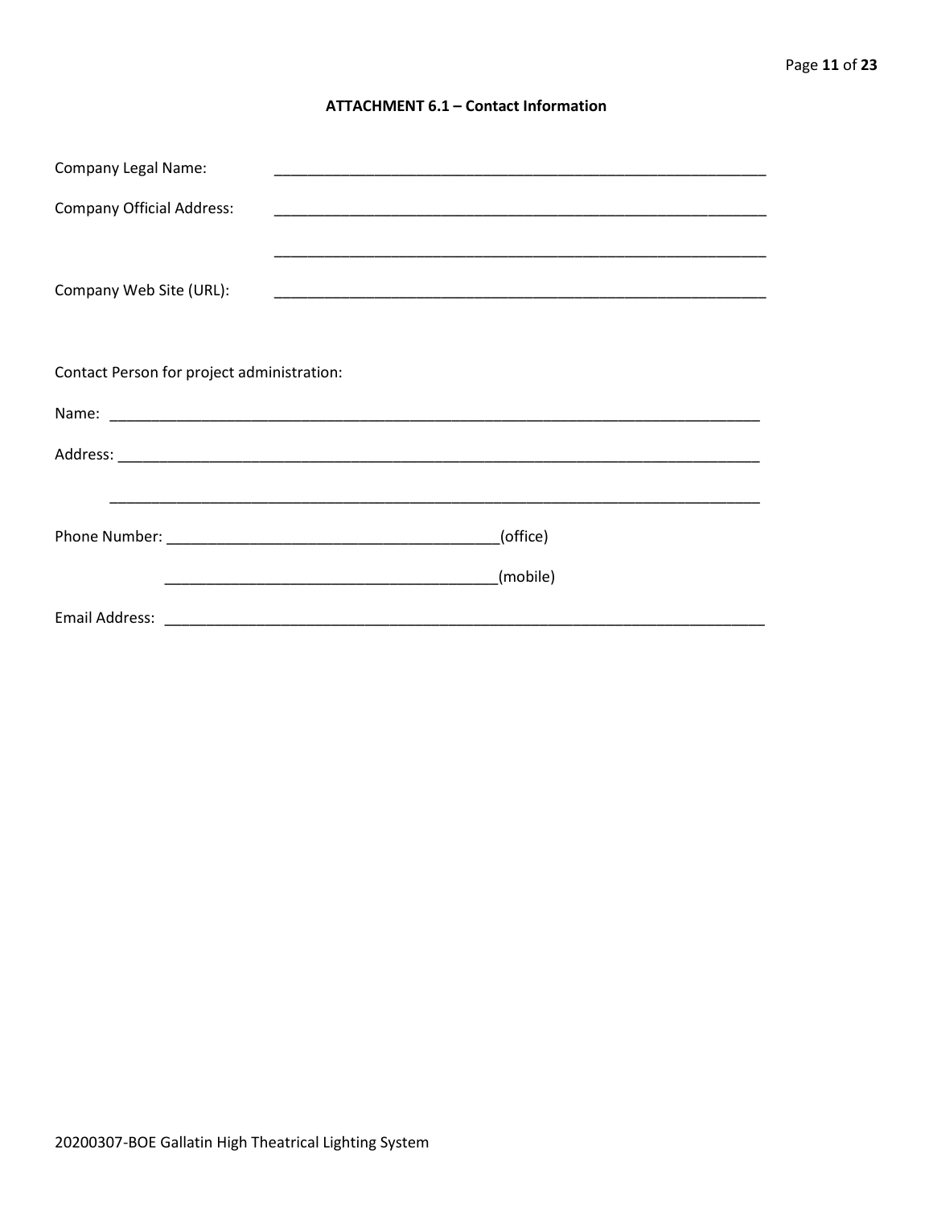### ATTACHMENT 6.1 – Contact Information

Company Legal Name: ____________________________________________________________

Company Official Address: ____________________________________________________________

____________________________________________________________

Company Web Site (URL): ____________________________________________________________

Contact Person for project administration:

Name: ________________________________________________________________________________

Address: ______________________________________________________________________________

______________________________________________________________________________

Phone Number: ________________________________________(office)

________________________________________(mobile)

Email Address: __________________________________________________________________________

20200307-BOE Gallatin High Theatrical Lighting System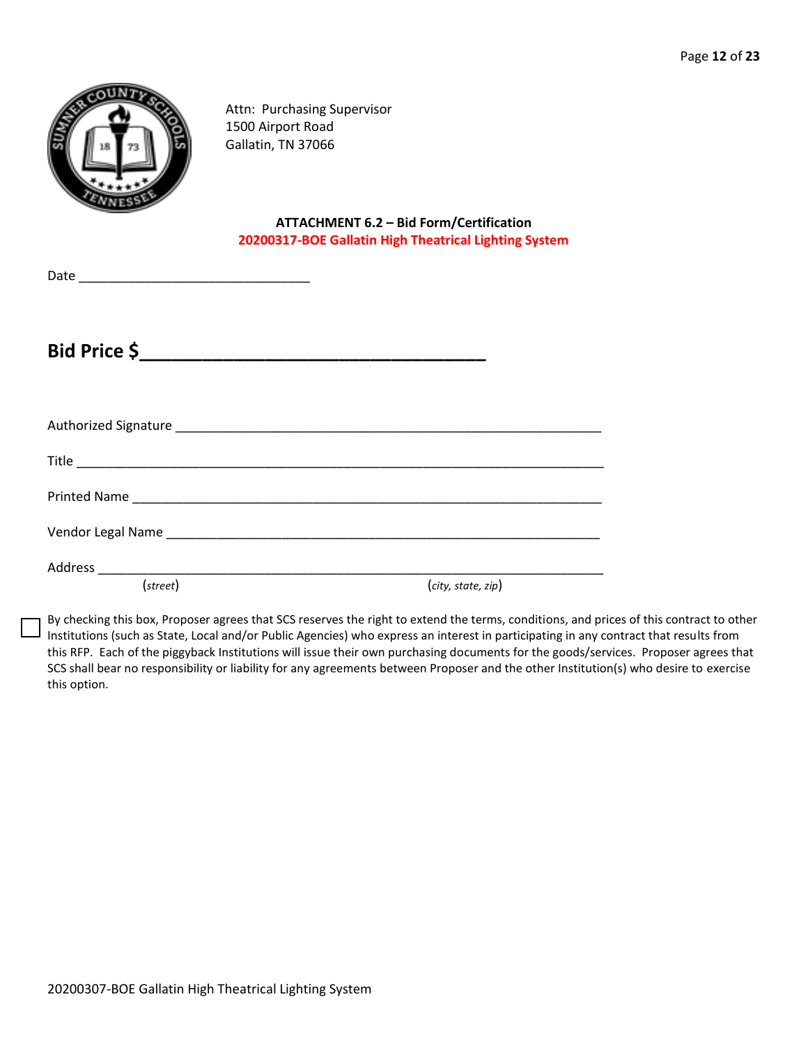Attn: Purchasing Supervisor
1500 Airport Road
Gallatin, TN 37066

**ATTACHMENT 6.2 – Bid Form/Certification**
**20200317-BOE Gallatin High Theatrical Lighting System**

Date _______________________________

## Bid Price $_______________________________

Authorized Signature ________________________________________________________

Title ________________________________________________________

Printed Name ________________________________________________________

Vendor Legal Name ________________________________________________________

Address ________________________________________________________
(*street*) (*city, state, zip*)

☐ By checking this box, Proposer agrees that SCS reserves the right to extend the terms, conditions, and prices of this contract to other Institutions (such as State, Local and/or Public Agencies) who express an interest in participating in any contract that results from this RFP. Each of the piggyback Institutions will issue their own purchasing documents for the goods/services. Proposer agrees that SCS shall bear no responsibility or liability for any agreements between Proposer and the other Institution(s) who desire to exercise this option.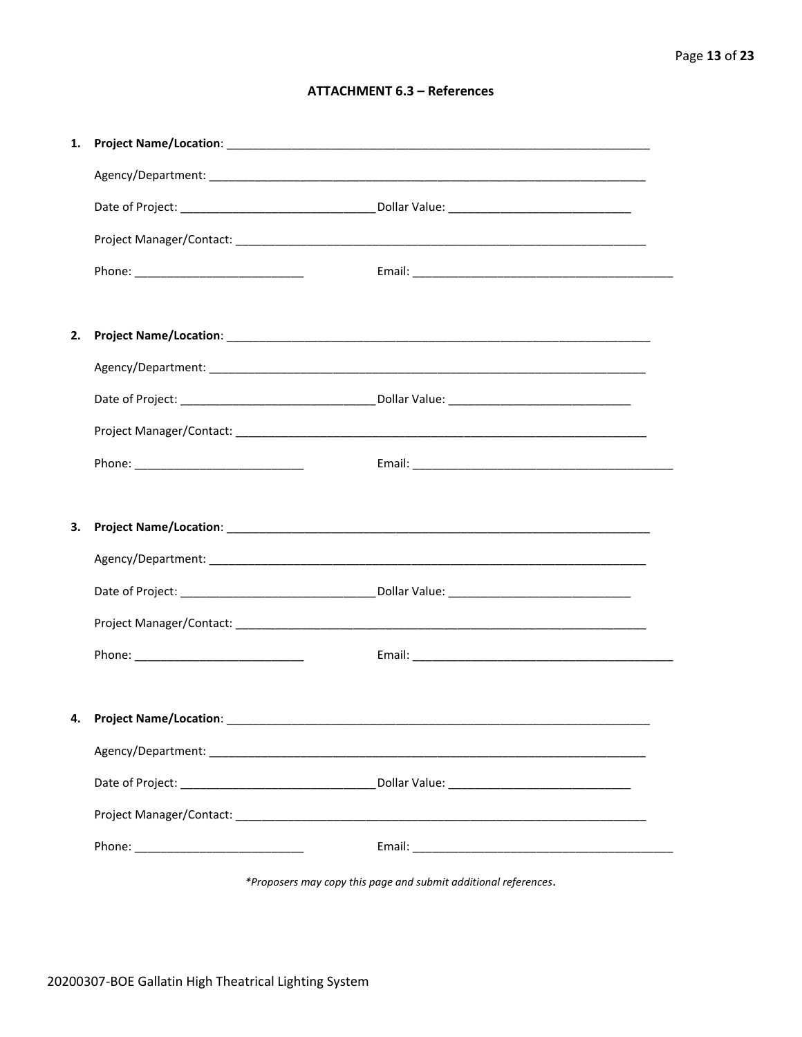## ATTACHMENT 6.3 – References

1. **Project Name/Location**: ___________________________________________________________________

   Agency/Department: ___________________________________________________________________

   Date of Project: ______________________________ Dollar Value: ____________________________

   Project Manager/Contact: _______________________________________________________________

   Phone: __________________________ Email: ________________________________________

2. **Project Name/Location**: ___________________________________________________________________

   Agency/Department: ___________________________________________________________________

   Date of Project: ______________________________ Dollar Value: ____________________________

   Project Manager/Contact: _______________________________________________________________

   Phone: __________________________ Email: ________________________________________

3. **Project Name/Location**: ___________________________________________________________________

   Agency/Department: ___________________________________________________________________

   Date of Project: ______________________________ Dollar Value: ____________________________

   Project Manager/Contact: _______________________________________________________________

   Phone: __________________________ Email: ________________________________________

4. **Project Name/Location**: ___________________________________________________________________

   Agency/Department: ___________________________________________________________________

   Date of Project: ______________________________ Dollar Value: ____________________________

   Project Manager/Contact: _______________________________________________________________

   Phone: __________________________ Email: ________________________________________

*\*Proposers may copy this page and submit additional references*.

20200307-BOE Gallatin High Theatrical Lighting System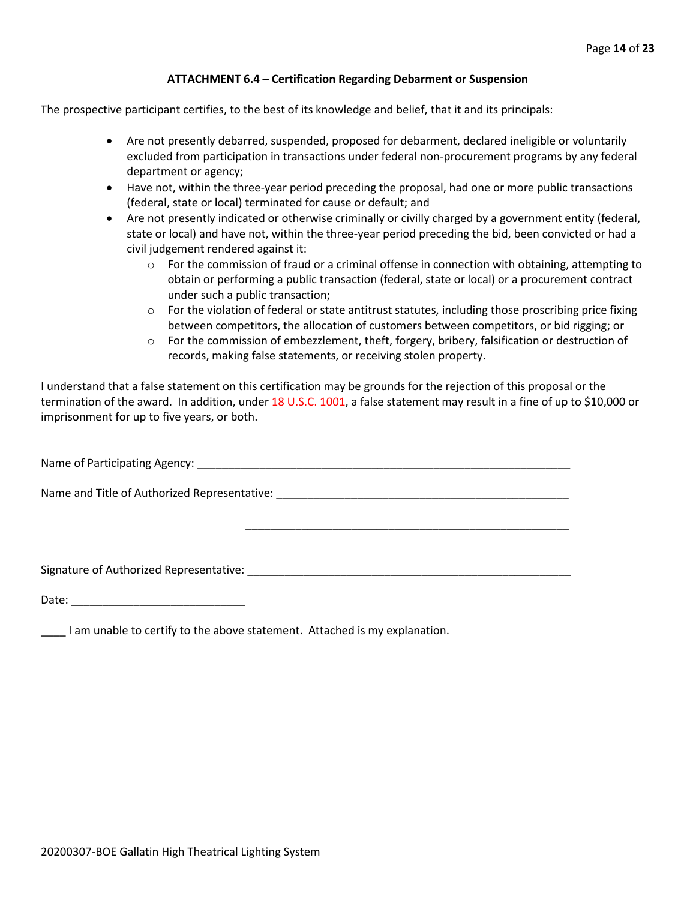### ATTACHMENT 6.4 – Certification Regarding Debarment or Suspension

The prospective participant certifies, to the best of its knowledge and belief, that it and its principals:

- Are not presently debarred, suspended, proposed for debarment, declared ineligible or voluntarily excluded from participation in transactions under federal non-procurement programs by any federal department or agency;
- Have not, within the three-year period preceding the proposal, had one or more public transactions (federal, state or local) terminated for cause or default; and
- Are not presently indicated or otherwise criminally or civilly charged by a government entity (federal, state or local) and have not, within the three-year period preceding the bid, been convicted or had a civil judgement rendered against it:
  - For the commission of fraud or a criminal offense in connection with obtaining, attempting to obtain or performing a public transaction (federal, state or local) or a procurement contract under such a public transaction;
  - For the violation of federal or state antitrust statutes, including those proscribing price fixing between competitors, the allocation of customers between competitors, or bid rigging; or
  - For the commission of embezzlement, theft, forgery, bribery, falsification or destruction of records, making false statements, or receiving stolen property.

I understand that a false statement on this certification may be grounds for the rejection of this proposal or the termination of the award. In addition, under 18 U.S.C. 1001, a false statement may result in a fine of up to $10,000 or imprisonment for up to five years, or both.

Name of Participating Agency: ______________________________________________________________

Name and Title of Authorized Representative: ____________________________________________________

______________________________________________________

Signature of Authorized Representative: ______________________________________________________

Date: ____________________________

____ I am unable to certify to the above statement. Attached is my explanation.

20200307-BOE Gallatin High Theatrical Lighting System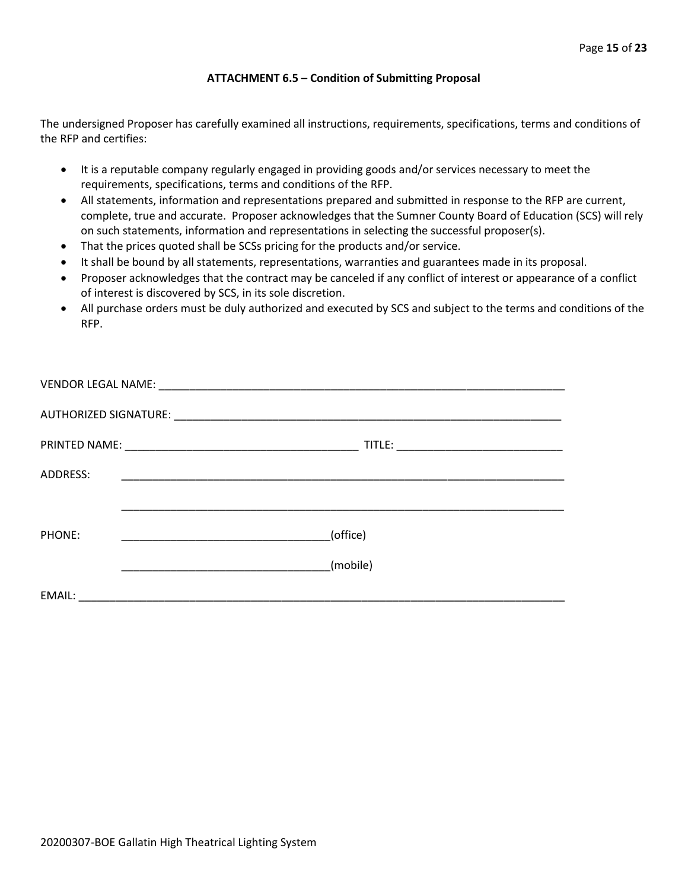### ATTACHMENT 6.5 – Condition of Submitting Proposal

The undersigned Proposer has carefully examined all instructions, requirements, specifications, terms and conditions of the RFP and certifies:

- It is a reputable company regularly engaged in providing goods and/or services necessary to meet the requirements, specifications, terms and conditions of the RFP.
- All statements, information and representations prepared and submitted in response to the RFP are current, complete, true and accurate. Proposer acknowledges that the Sumner County Board of Education (SCS) will rely on such statements, information and representations in selecting the successful proposer(s).
- That the prices quoted shall be SCSs pricing for the products and/or service.
- It shall be bound by all statements, representations, warranties and guarantees made in its proposal.
- Proposer acknowledges that the contract may be canceled if any conflict of interest or appearance of a conflict of interest is discovered by SCS, in its sole discretion.
- All purchase orders must be duly authorized and executed by SCS and subject to the terms and conditions of the RFP.

VENDOR LEGAL NAME: ______________________________________________________________________

AUTHORIZED SIGNATURE: __________________________________________________________________

PRINTED NAME: ______________________________________ TITLE: ___________________________

ADDRESS: ___________________________________________________________________________

___________________________________________________________________________

PHONE: __________________________________(office)

__________________________________(mobile)

EMAIL: ______________________________________________________________________________

20200307-BOE Gallatin High Theatrical Lighting System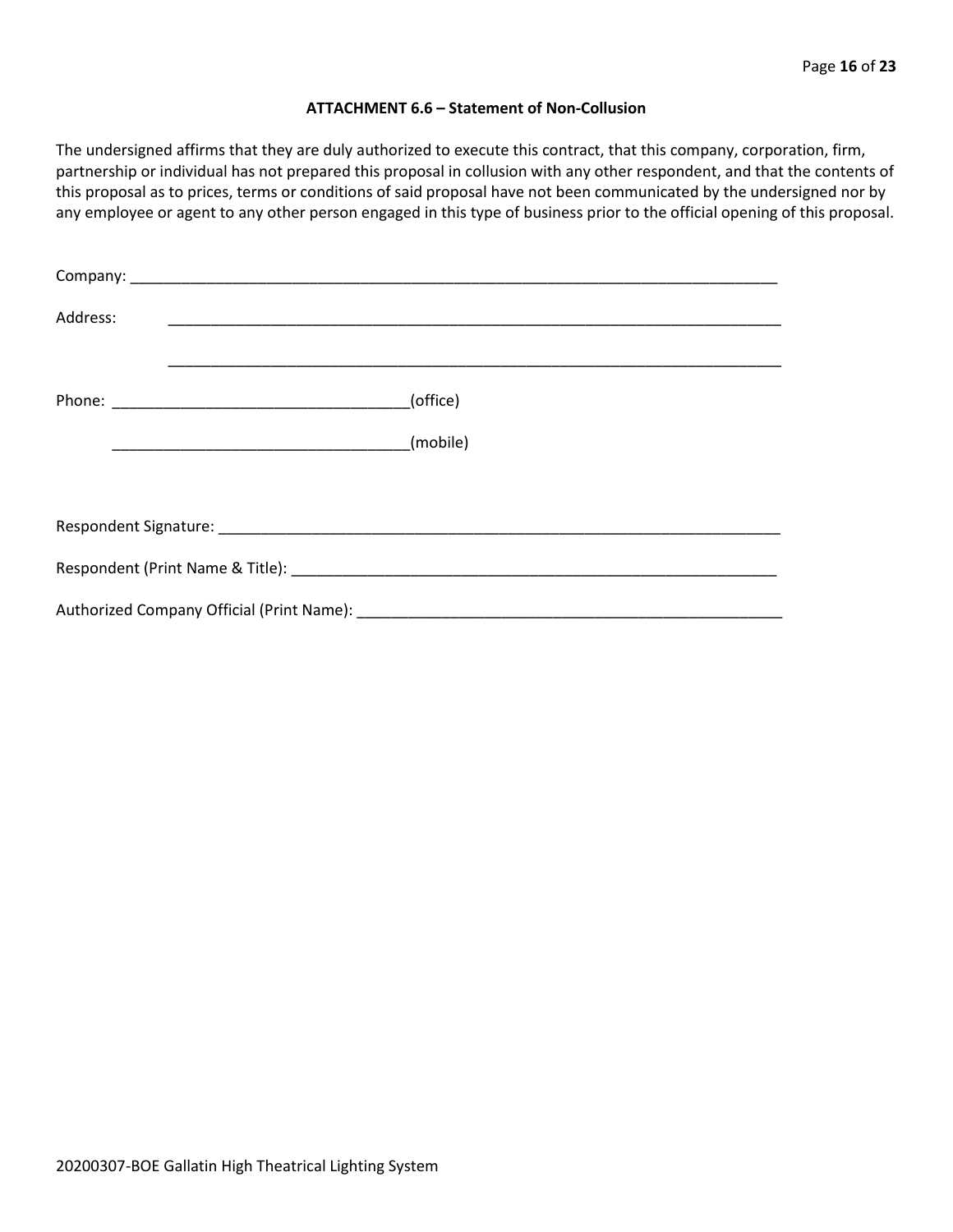**ATTACHMENT 6.6 – Statement of Non-Collusion**

The undersigned affirms that they are duly authorized to execute this contract, that this company, corporation, firm, partnership or individual has not prepared this proposal in collusion with any other respondent, and that the contents of this proposal as to prices, terms or conditions of said proposal have not been communicated by the undersigned nor by any employee or agent to any other person engaged in this type of business prior to the official opening of this proposal.

Company: ______________________________________________________________________________

Address: ______________________________________________________________________________

______________________________________________________________________________

Phone: ___________________________________(office)

___________________________________(mobile)

Respondent Signature: ____________________________________________________________________

Respondent (Print Name & Title): ___________________________________________________________

Authorized Company Official (Print Name): ___________________________________________________

20200307-BOE Gallatin High Theatrical Lighting System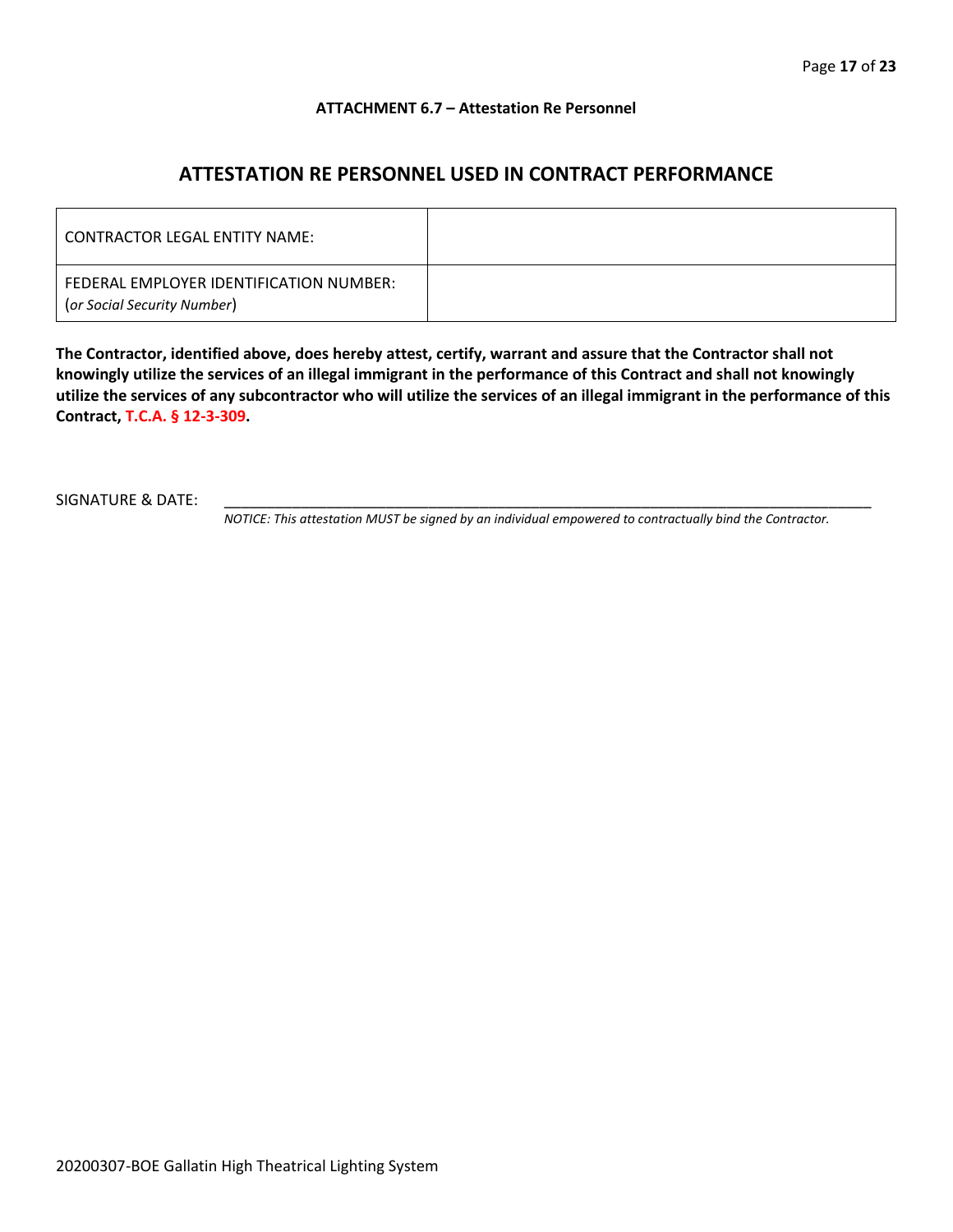**ATTACHMENT 6.7 – Attestation Re Personnel**

## ATTESTATION RE PERSONNEL USED IN CONTRACT PERFORMANCE

| CONTRACTOR LEGAL ENTITY NAME: | |
|---|---|
| FEDERAL EMPLOYER IDENTIFICATION NUMBER: (*or Social Security Number*) | |

**The Contractor, identified above, does hereby attest, certify, warrant and assure that the Contractor shall not knowingly utilize the services of an illegal immigrant in the performance of this Contract and shall not knowingly utilize the services of any subcontractor who will utilize the services of an illegal immigrant in the performance of this Contract, T.C.A. § 12-3-309.**

SIGNATURE & DATE: ______________________________________________________________________________

*NOTICE: This attestation MUST be signed by an individual empowered to contractually bind the Contractor.*

20200307-BOE Gallatin High Theatrical Lighting System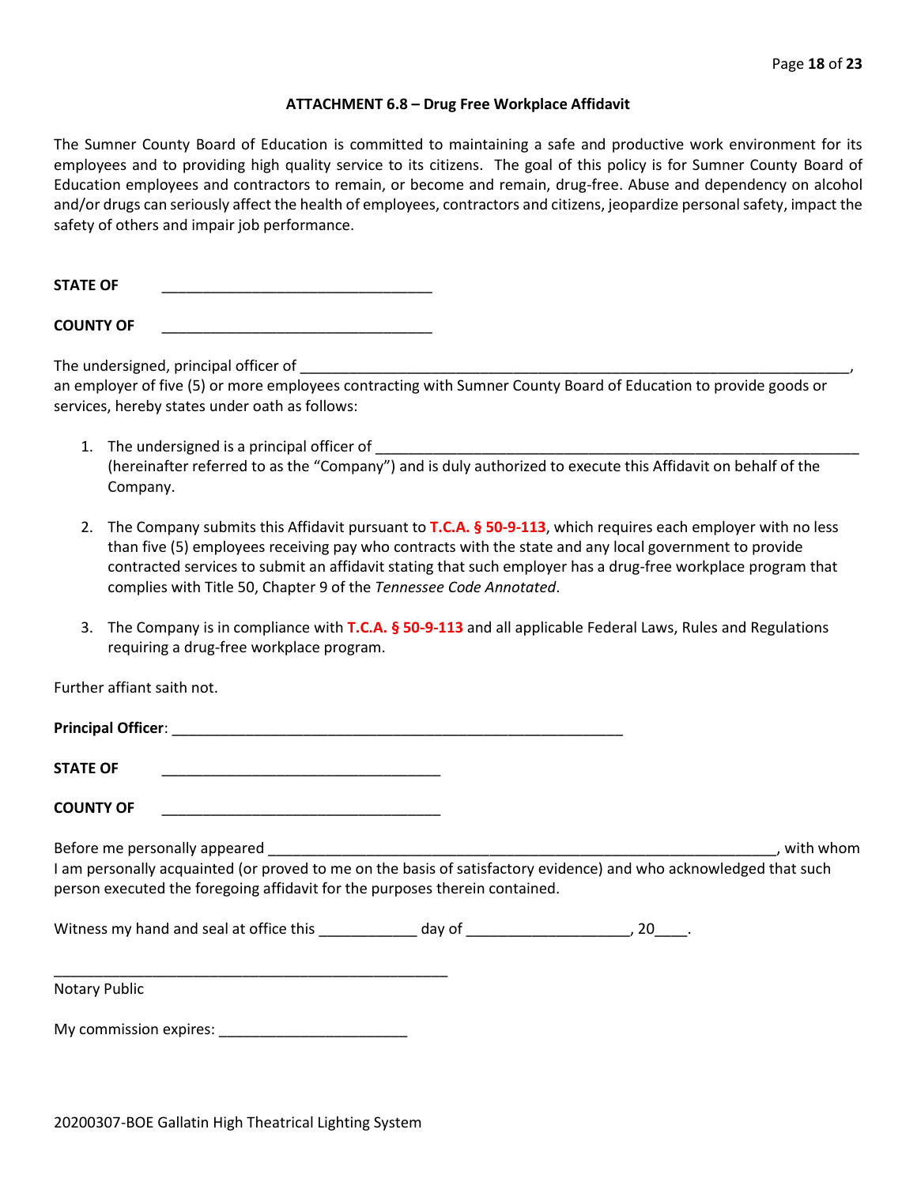### ATTACHMENT 6.8 – Drug Free Workplace Affidavit

The Sumner County Board of Education is committed to maintaining a safe and productive work environment for its employees and to providing high quality service to its citizens. The goal of this policy is for Sumner County Board of Education employees and contractors to remain, or become and remain, drug-free. Abuse and dependency on alcohol and/or drugs can seriously affect the health of employees, contractors and citizens, jeopardize personal safety, impact the safety of others and impair job performance.

**STATE OF** ________________________________

**COUNTY OF** ________________________________

The undersigned, principal officer of ____________________________________________________________________, an employer of five (5) or more employees contracting with Sumner County Board of Education to provide goods or services, hereby states under oath as follows:

1. The undersigned is a principal officer of ___________________________________________________________ (hereinafter referred to as the "Company") and is duly authorized to execute this Affidavit on behalf of the Company.

2. The Company submits this Affidavit pursuant to **T.C.A. § 50-9-113**, which requires each employer with no less than five (5) employees receiving pay who contracts with the state and any local government to provide contracted services to submit an affidavit stating that such employer has a drug-free workplace program that complies with Title 50, Chapter 9 of the *Tennessee Code Annotated*.

3. The Company is in compliance with **T.C.A. § 50-9-113** and all applicable Federal Laws, Rules and Regulations requiring a drug-free workplace program.

Further affiant saith not.

**Principal Officer**: _______________________________________________________

**STATE OF** __________________________________

**COUNTY OF** __________________________________

Before me personally appeared ______________________________________________________________, with whom I am personally acquainted (or proved to me on the basis of satisfactory evidence) and who acknowledged that such person executed the foregoing affidavit for the purposes therein contained.

Witness my hand and seal at office this ____________ day of ____________________, 20____.

_________________________________________________

Notary Public

My commission expires: _______________________

20200307-BOE Gallatin High Theatrical Lighting System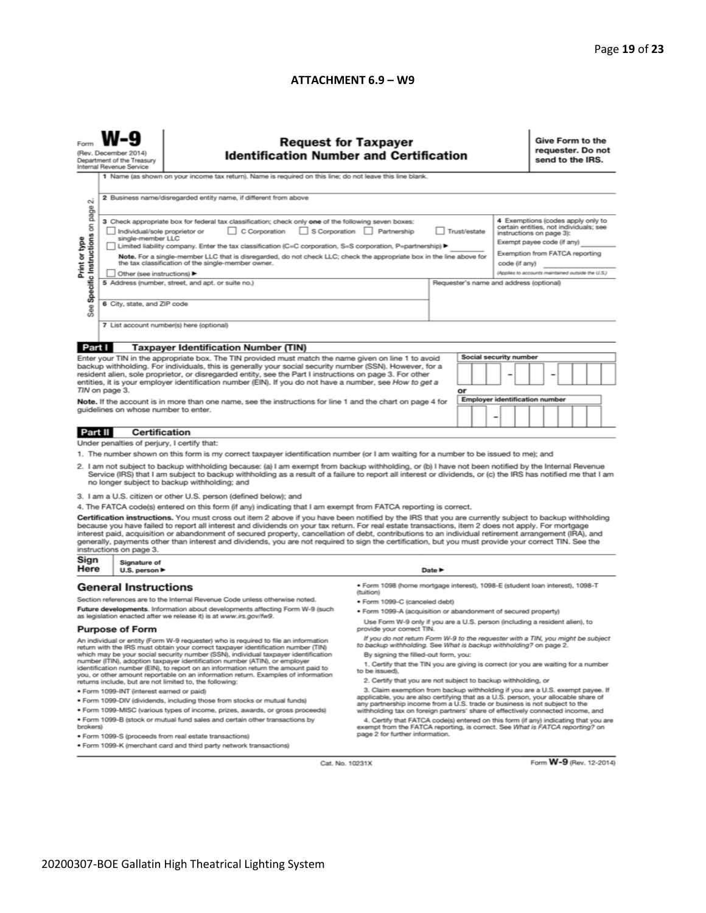**ATTACHMENT 6.9 – W9**

Form **W-9**
(Rev. December 2014)
Department of the Treasury
Internal Revenue Service

# Request for Taxpayer Identification Number and Certification

**Give Form to the requester. Do not send to the IRS.**

Print or type
See Specific Instructions on page 2.

1 Name (as shown on your income tax return). Name is required on this line; do not leave this line blank.

2 Business name/disregarded entity name, if different from above

3 Check appropriate box for federal tax classification; check only **one** of the following seven boxes:

☐ Individual/sole proprietor or single-member LLC ☐ C Corporation ☐ S Corporation ☐ Partnership ☐ Trust/estate

☐ Limited liability company. Enter the tax classification (C=C corporation, S=S corporation, P=partnership) ▶ ________

**Note.** For a single-member LLC that is disregarded, do not check LLC; check the appropriate box in the line above for the tax classification of the single-member owner.

☐ Other (see instructions) ▶

4 Exemptions (codes apply only to certain entities, not individuals; see instructions on page 3):

Exempt payee code (if any) ________

Exemption from FATCA reporting code (if any) ________

*(Applies to accounts maintained outside the U.S.)*

5 Address (number, street, and apt. or suite no.)

Requester's name and address (optional)

6 City, state, and ZIP code

7 List account number(s) here (optional)

## Part I Taxpayer Identification Number (TIN)

Enter your TIN in the appropriate box. The TIN provided must match the name given on line 1 to avoid backup withholding. For individuals, this is generally your social security number (SSN). However, for a resident alien, sole proprietor, or disregarded entity, see the Part I instructions on page 3. For other entities, it is your employer identification number (EIN). If you do not have a number, see *How to get a TIN* on page 3.

**Note.** If the account is in more than one name, see the instructions for line 1 and the chart on page 4 for guidelines on whose number to enter.

**Social security number**

[ ][ ][ ] – [ ][ ] – [ ][ ][ ][ ]

**or**

**Employer identification number**

[ ][ ] – [ ][ ][ ][ ][ ][ ][ ]

## Part II Certification

Under penalties of perjury, I certify that:

1. The number shown on this form is my correct taxpayer identification number (or I am waiting for a number to be issued to me); and
2. I am not subject to backup withholding because: (a) I am exempt from backup withholding, or (b) I have not been notified by the Internal Revenue Service (IRS) that I am subject to backup withholding as a result of a failure to report all interest or dividends, or (c) the IRS has notified me that I am no longer subject to backup withholding; and
3. I am a U.S. citizen or other U.S. person (defined below); and
4. The FATCA code(s) entered on this form (if any) indicating that I am exempt from FATCA reporting is correct.

**Certification instructions.** You must cross out item 2 above if you have been notified by the IRS that you are currently subject to backup withholding because you have failed to report all interest and dividends on your tax return. For real estate transactions, item 2 does not apply. For mortgage interest paid, acquisition or abandonment of secured property, cancellation of debt, contributions to an individual retirement arrangement (IRA), and generally, payments other than interest and dividends, you are not required to sign the certification, but you must provide your correct TIN. See the instructions on page 3.

**Sign Here** Signature of U.S. person ▶ Date ▶

## General Instructions

Section references are to the Internal Revenue Code unless otherwise noted.

**Future developments.** Information about developments affecting Form W-9 (such as legislation enacted after we release it) is at *www.irs.gov/fw9*.

### Purpose of Form

An individual or entity (Form W-9 requester) who is required to file an information return with the IRS must obtain your correct taxpayer identification number (TIN) which may be your social security number (SSN), individual taxpayer identification number (ITIN), adoption taxpayer identification number (ATIN), or employer identification number (EIN), to report on an information return the amount paid to you, or other amount reportable on an information return. Examples of information returns include, but are not limited to, the following:

- Form 1099-INT (interest earned or paid)
- Form 1099-DIV (dividends, including those from stocks or mutual funds)
- Form 1099-MISC (various types of income, prizes, awards, or gross proceeds)
- Form 1099-B (stock or mutual fund sales and certain other transactions by brokers)
- Form 1099-S (proceeds from real estate transactions)
- Form 1099-K (merchant card and third party network transactions)
- Form 1098 (home mortgage interest), 1098-E (student loan interest), 1098-T (tuition)
- Form 1099-C (canceled debt)
- Form 1099-A (acquisition or abandonment of secured property)

Use Form W-9 only if you are a U.S. person (including a resident alien), to provide your correct TIN.

*If you do not return Form W-9 to the requester with a TIN, you might be subject to backup withholding. See What is backup withholding? on page 2.*

By signing the filled-out form, you:

1. Certify that the TIN you are giving is correct (or you are waiting for a number to be issued),
2. Certify that you are not subject to backup withholding, or
3. Claim exemption from backup withholding if you are a U.S. exempt payee. If applicable, you are also certifying that as a U.S. person, your allocable share of any partnership income from a U.S. trade or business is not subject to the withholding tax on foreign partners' share of effectively connected income, and
4. Certify that FATCA code(s) entered on this form (if any) indicating that you are exempt from the FATCA reporting, is correct. See *What is FATCA reporting?* on page 2 for further information.

Cat. No. 10231X Form **W-9** (Rev. 12-2014)

20200307-BOE Gallatin High Theatrical Lighting System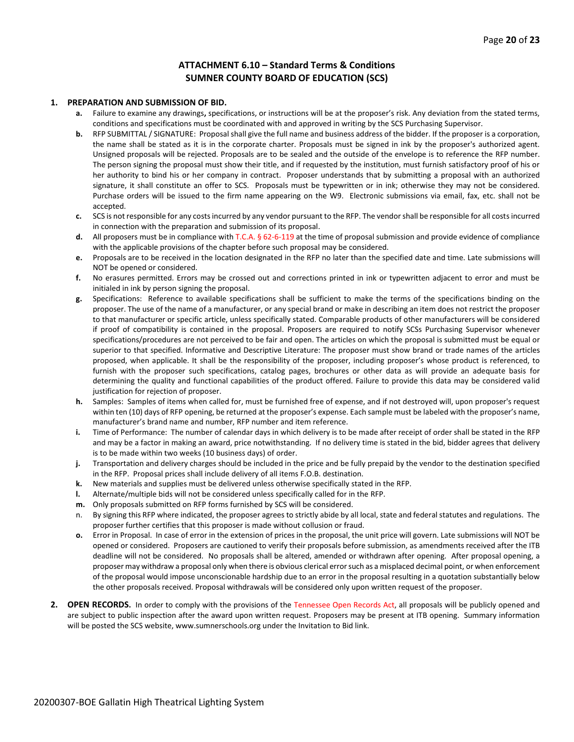## ATTACHMENT 6.10 – Standard Terms & Conditions
## SUMNER COUNTY BOARD OF EDUCATION (SCS)

1. **PREPARATION AND SUBMISSION OF BID.**
   - **a.** Failure to examine any drawings**,** specifications, or instructions will be at the proposer's risk. Any deviation from the stated terms, conditions and specifications must be coordinated with and approved in writing by the SCS Purchasing Supervisor.
   - **b.** RFP SUBMITTAL / SIGNATURE: Proposal shall give the full name and business address of the bidder. If the proposer is a corporation, the name shall be stated as it is in the corporate charter. Proposals must be signed in ink by the proposer's authorized agent. Unsigned proposals will be rejected. Proposals are to be sealed and the outside of the envelope is to reference the RFP number. The person signing the proposal must show their title, and if requested by the institution, must furnish satisfactory proof of his or her authority to bind his or her company in contract. Proposer understands that by submitting a proposal with an authorized signature, it shall constitute an offer to SCS. Proposals must be typewritten or in ink; otherwise they may not be considered. Purchase orders will be issued to the firm name appearing on the W9. Electronic submissions via email, fax, etc. shall not be accepted.
   - **c.** SCS is not responsible for any costs incurred by any vendor pursuant to the RFP. The vendor shall be responsible for all costs incurred in connection with the preparation and submission of its proposal.
   - **d.** All proposers must be in compliance with T.C.A. § 62-6-119 at the time of proposal submission and provide evidence of compliance with the applicable provisions of the chapter before such proposal may be considered.
   - **e.** Proposals are to be received in the location designated in the RFP no later than the specified date and time. Late submissions will NOT be opened or considered.
   - **f.** No erasures permitted. Errors may be crossed out and corrections printed in ink or typewritten adjacent to error and must be initialed in ink by person signing the proposal.
   - **g.** Specifications: Reference to available specifications shall be sufficient to make the terms of the specifications binding on the proposer. The use of the name of a manufacturer, or any special brand or make in describing an item does not restrict the proposer to that manufacturer or specific article, unless specifically stated. Comparable products of other manufacturers will be considered if proof of compatibility is contained in the proposal. Proposers are required to notify SCSs Purchasing Supervisor whenever specifications/procedures are not perceived to be fair and open. The articles on which the proposal is submitted must be equal or superior to that specified. Informative and Descriptive Literature: The proposer must show brand or trade names of the articles proposed, when applicable. It shall be the responsibility of the proposer, including proposer's whose product is referenced, to furnish with the proposer such specifications, catalog pages, brochures or other data as will provide an adequate basis for determining the quality and functional capabilities of the product offered. Failure to provide this data may be considered valid justification for rejection of proposer.
   - **h.** Samples: Samples of items when called for, must be furnished free of expense, and if not destroyed will, upon proposer's request within ten (10) days of RFP opening, be returned at the proposer's expense. Each sample must be labeled with the proposer's name, manufacturer's brand name and number, RFP number and item reference.
   - **i.** Time of Performance: The number of calendar days in which delivery is to be made after receipt of order shall be stated in the RFP and may be a factor in making an award, price notwithstanding. If no delivery time is stated in the bid, bidder agrees that delivery is to be made within two weeks (10 business days) of order.
   - **j.** Transportation and delivery charges should be included in the price and be fully prepaid by the vendor to the destination specified in the RFP. Proposal prices shall include delivery of all items F.O.B. destination.
   - **k.** New materials and supplies must be delivered unless otherwise specifically stated in the RFP.
   - **l.** Alternate/multiple bids will not be considered unless specifically called for in the RFP.
   - **m.** Only proposals submitted on RFP forms furnished by SCS will be considered.
   - n. By signing this RFP where indicated, the proposer agrees to strictly abide by all local, state and federal statutes and regulations. The proposer further certifies that this proposer is made without collusion or fraud.
   - **o.** Error in Proposal. In case of error in the extension of prices in the proposal, the unit price will govern. Late submissions will NOT be opened or considered. Proposers are cautioned to verify their proposals before submission, as amendments received after the ITB deadline will not be considered. No proposals shall be altered, amended or withdrawn after opening. After proposal opening, a proposer may withdraw a proposal only when there is obvious clerical error such as a misplaced decimal point, or when enforcement of the proposal would impose unconscionable hardship due to an error in the proposal resulting in a quotation substantially below the other proposals received. Proposal withdrawals will be considered only upon written request of the proposer.

2. **OPEN RECORDS.** In order to comply with the provisions of the Tennessee Open Records Act, all proposals will be publicly opened and are subject to public inspection after the award upon written request. Proposers may be present at ITB opening. Summary information will be posted the SCS website, www.sumnerschools.org under the Invitation to Bid link.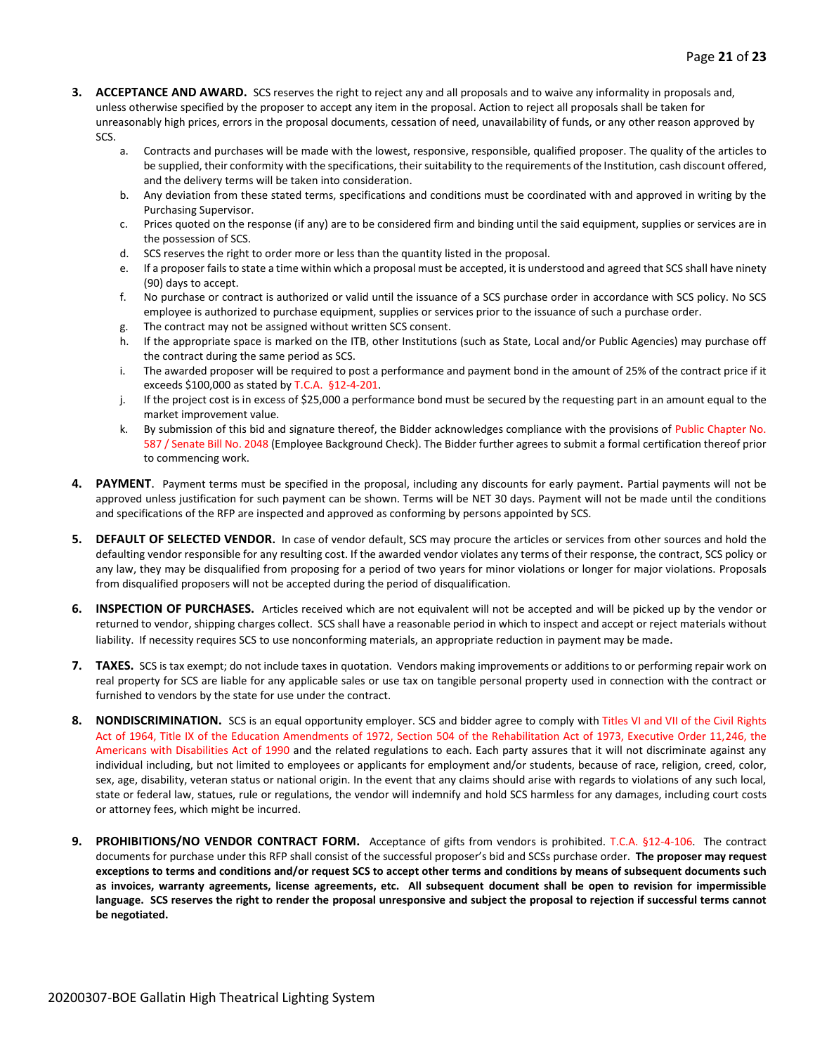3. **ACCEPTANCE AND AWARD.** SCS reserves the right to reject any and all proposals and to waive any informality in proposals and, unless otherwise specified by the proposer to accept any item in the proposal. Action to reject all proposals shall be taken for unreasonably high prices, errors in the proposal documents, cessation of need, unavailability of funds, or any other reason approved by SCS.
   a. Contracts and purchases will be made with the lowest, responsive, responsible, qualified proposer. The quality of the articles to be supplied, their conformity with the specifications, their suitability to the requirements of the Institution, cash discount offered, and the delivery terms will be taken into consideration.
   b. Any deviation from these stated terms, specifications and conditions must be coordinated with and approved in writing by the Purchasing Supervisor.
   c. Prices quoted on the response (if any) are to be considered firm and binding until the said equipment, supplies or services are in the possession of SCS.
   d. SCS reserves the right to order more or less than the quantity listed in the proposal.
   e. If a proposer fails to state a time within which a proposal must be accepted, it is understood and agreed that SCS shall have ninety (90) days to accept.
   f. No purchase or contract is authorized or valid until the issuance of a SCS purchase order in accordance with SCS policy. No SCS employee is authorized to purchase equipment, supplies or services prior to the issuance of such a purchase order.
   g. The contract may not be assigned without written SCS consent.
   h. If the appropriate space is marked on the ITB, other Institutions (such as State, Local and/or Public Agencies) may purchase off the contract during the same period as SCS.
   i. The awarded proposer will be required to post a performance and payment bond in the amount of 25% of the contract price if it exceeds $100,000 as stated by T.C.A. §12-4-201.
   j. If the project cost is in excess of $25,000 a performance bond must be secured by the requesting part in an amount equal to the market improvement value.
   k. By submission of this bid and signature thereof, the Bidder acknowledges compliance with the provisions of Public Chapter No. 587 / Senate Bill No. 2048 (Employee Background Check). The Bidder further agrees to submit a formal certification thereof prior to commencing work.

4. **PAYMENT**. Payment terms must be specified in the proposal, including any discounts for early payment. Partial payments will not be approved unless justification for such payment can be shown. Terms will be NET 30 days. Payment will not be made until the conditions and specifications of the RFP are inspected and approved as conforming by persons appointed by SCS.

5. **DEFAULT OF SELECTED VENDOR.** In case of vendor default, SCS may procure the articles or services from other sources and hold the defaulting vendor responsible for any resulting cost. If the awarded vendor violates any terms of their response, the contract, SCS policy or any law, they may be disqualified from proposing for a period of two years for minor violations or longer for major violations. Proposals from disqualified proposers will not be accepted during the period of disqualification.

6. **INSPECTION OF PURCHASES.** Articles received which are not equivalent will not be accepted and will be picked up by the vendor or returned to vendor, shipping charges collect. SCS shall have a reasonable period in which to inspect and accept or reject materials without liability. If necessity requires SCS to use nonconforming materials, an appropriate reduction in payment may be made.

7. **TAXES.** SCS is tax exempt; do not include taxes in quotation. Vendors making improvements or additions to or performing repair work on real property for SCS are liable for any applicable sales or use tax on tangible personal property used in connection with the contract or furnished to vendors by the state for use under the contract.

8. **NONDISCRIMINATION.** SCS is an equal opportunity employer. SCS and bidder agree to comply with Titles VI and VII of the Civil Rights Act of 1964, Title IX of the Education Amendments of 1972, Section 504 of the Rehabilitation Act of 1973, Executive Order 11,246, the Americans with Disabilities Act of 1990 and the related regulations to each. Each party assures that it will not discriminate against any individual including, but not limited to employees or applicants for employment and/or students, because of race, religion, creed, color, sex, age, disability, veteran status or national origin. In the event that any claims should arise with regards to violations of any such local, state or federal law, statues, rule or regulations, the vendor will indemnify and hold SCS harmless for any damages, including court costs or attorney fees, which might be incurred.

9. **PROHIBITIONS/NO VENDOR CONTRACT FORM.** Acceptance of gifts from vendors is prohibited. T.C.A. §12-4-106. The contract documents for purchase under this RFP shall consist of the successful proposer's bid and SCSs purchase order. **The proposer may request exceptions to terms and conditions and/or request SCS to accept other terms and conditions by means of subsequent documents such as invoices, warranty agreements, license agreements, etc. All subsequent document shall be open to revision for impermissible language. SCS reserves the right to render the proposal unresponsive and subject the proposal to rejection if successful terms cannot be negotiated.**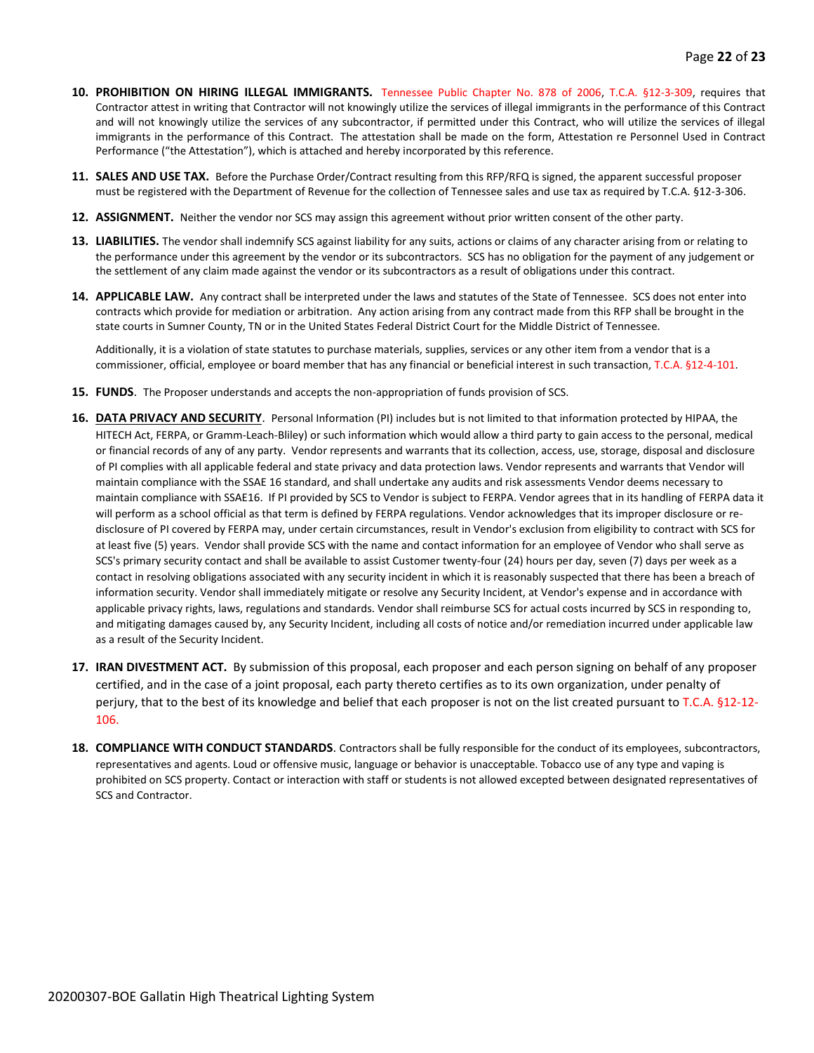10. **PROHIBITION ON HIRING ILLEGAL IMMIGRANTS.** Tennessee Public Chapter No. 878 of 2006, T.C.A. §12-3-309, requires that Contractor attest in writing that Contractor will not knowingly utilize the services of illegal immigrants in the performance of this Contract and will not knowingly utilize the services of any subcontractor, if permitted under this Contract, who will utilize the services of illegal immigrants in the performance of this Contract. The attestation shall be made on the form, Attestation re Personnel Used in Contract Performance ("the Attestation"), which is attached and hereby incorporated by this reference.

11. **SALES AND USE TAX.** Before the Purchase Order/Contract resulting from this RFP/RFQ is signed, the apparent successful proposer must be registered with the Department of Revenue for the collection of Tennessee sales and use tax as required by T.C.A. §12-3-306.

12. **ASSIGNMENT.** Neither the vendor nor SCS may assign this agreement without prior written consent of the other party.

13. **LIABILITIES.** The vendor shall indemnify SCS against liability for any suits, actions or claims of any character arising from or relating to the performance under this agreement by the vendor or its subcontractors. SCS has no obligation for the payment of any judgement or the settlement of any claim made against the vendor or its subcontractors as a result of obligations under this contract.

14. **APPLICABLE LAW.** Any contract shall be interpreted under the laws and statutes of the State of Tennessee. SCS does not enter into contracts which provide for mediation or arbitration. Any action arising from any contract made from this RFP shall be brought in the state courts in Sumner County, TN or in the United States Federal District Court for the Middle District of Tennessee.

    Additionally, it is a violation of state statutes to purchase materials, supplies, services or any other item from a vendor that is a commissioner, official, employee or board member that has any financial or beneficial interest in such transaction, T.C.A. §12-4-101.

15. **FUNDS**. The Proposer understands and accepts the non-appropriation of funds provision of SCS.

16. **DATA PRIVACY AND SECURITY**. Personal Information (PI) includes but is not limited to that information protected by HIPAA, the HITECH Act, FERPA, or Gramm-Leach-Bliley) or such information which would allow a third party to gain access to the personal, medical or financial records of any of any party. Vendor represents and warrants that its collection, access, use, storage, disposal and disclosure of PI complies with all applicable federal and state privacy and data protection laws. Vendor represents and warrants that Vendor will maintain compliance with the SSAE 16 standard, and shall undertake any audits and risk assessments Vendor deems necessary to maintain compliance with SSAE16. If PI provided by SCS to Vendor is subject to FERPA. Vendor agrees that in its handling of FERPA data it will perform as a school official as that term is defined by FERPA regulations. Vendor acknowledges that its improper disclosure or re-disclosure of PI covered by FERPA may, under certain circumstances, result in Vendor's exclusion from eligibility to contract with SCS for at least five (5) years. Vendor shall provide SCS with the name and contact information for an employee of Vendor who shall serve as SCS's primary security contact and shall be available to assist Customer twenty-four (24) hours per day, seven (7) days per week as a contact in resolving obligations associated with any security incident in which it is reasonably suspected that there has been a breach of information security. Vendor shall immediately mitigate or resolve any Security Incident, at Vendor's expense and in accordance with applicable privacy rights, laws, regulations and standards. Vendor shall reimburse SCS for actual costs incurred by SCS in responding to, and mitigating damages caused by, any Security Incident, including all costs of notice and/or remediation incurred under applicable law as a result of the Security Incident.

17. **IRAN DIVESTMENT ACT.** By submission of this proposal, each proposer and each person signing on behalf of any proposer certified, and in the case of a joint proposal, each party thereto certifies as to its own organization, under penalty of perjury, that to the best of its knowledge and belief that each proposer is not on the list created pursuant to T.C.A. §12-12-106.

18. **COMPLIANCE WITH CONDUCT STANDARDS**. Contractors shall be fully responsible for the conduct of its employees, subcontractors, representatives and agents. Loud or offensive music, language or behavior is unacceptable. Tobacco use of any type and vaping is prohibited on SCS property. Contact or interaction with staff or students is not allowed excepted between designated representatives of SCS and Contractor.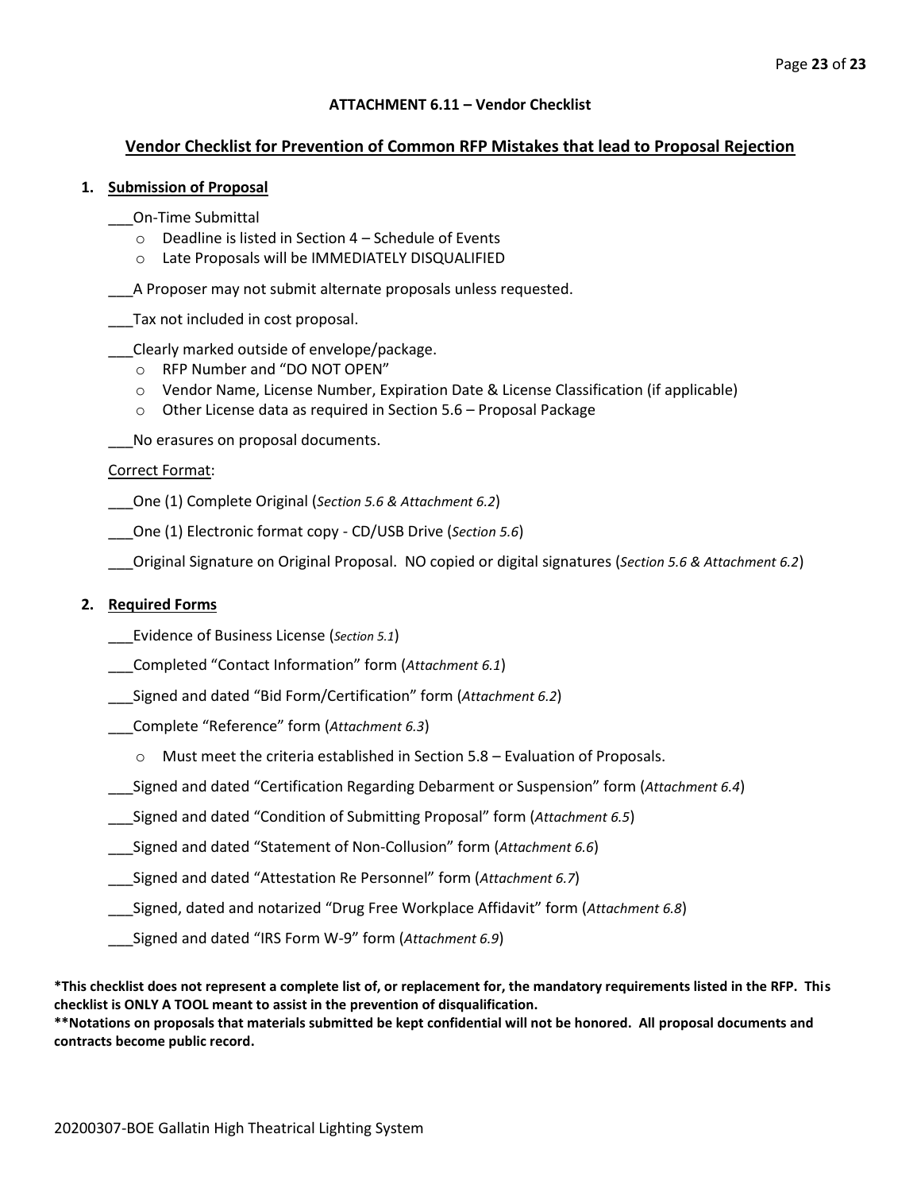### ATTACHMENT 6.11 – Vendor Checklist

## Vendor Checklist for Prevention of Common RFP Mistakes that lead to Proposal Rejection

1. **Submission of Proposal**

___On-Time Submittal
- Deadline is listed in Section 4 – Schedule of Events
- Late Proposals will be IMMEDIATELY DISQUALIFIED

___A Proposer may not submit alternate proposals unless requested.

___Tax not included in cost proposal.

___Clearly marked outside of envelope/package.
- RFP Number and "DO NOT OPEN"
- Vendor Name, License Number, Expiration Date & License Classification (if applicable)
- Other License data as required in Section 5.6 – Proposal Package

___No erasures on proposal documents.

Correct Format:

___One (1) Complete Original (*Section 5.6 & Attachment 6.2*)

___One (1) Electronic format copy - CD/USB Drive (*Section 5.6*)

___Original Signature on Original Proposal. NO copied or digital signatures (*Section 5.6 & Attachment 6.2*)

2. **Required Forms**

___Evidence of Business License (*Section 5.1*)

___Completed "Contact Information" form (*Attachment 6.1*)

___Signed and dated "Bid Form/Certification" form (*Attachment 6.2*)

___Complete "Reference" form (*Attachment 6.3*)
- Must meet the criteria established in Section 5.8 – Evaluation of Proposals.

___Signed and dated "Certification Regarding Debarment or Suspension" form (*Attachment 6.4*)

___Signed and dated "Condition of Submitting Proposal" form (*Attachment 6.5*)

___Signed and dated "Statement of Non-Collusion" form (*Attachment 6.6*)

___Signed and dated "Attestation Re Personnel" form (*Attachment 6.7*)

___Signed, dated and notarized "Drug Free Workplace Affidavit" form (*Attachment 6.8*)

___Signed and dated "IRS Form W-9" form (*Attachment 6.9*)

**\*This checklist does not represent a complete list of, or replacement for, the mandatory requirements listed in the RFP. This checklist is ONLY A TOOL meant to assist in the prevention of disqualification.**
**\*\*Notations on proposals that materials submitted be kept confidential will not be honored. All proposal documents and contracts become public record.**

20200307-BOE Gallatin High Theatrical Lighting System